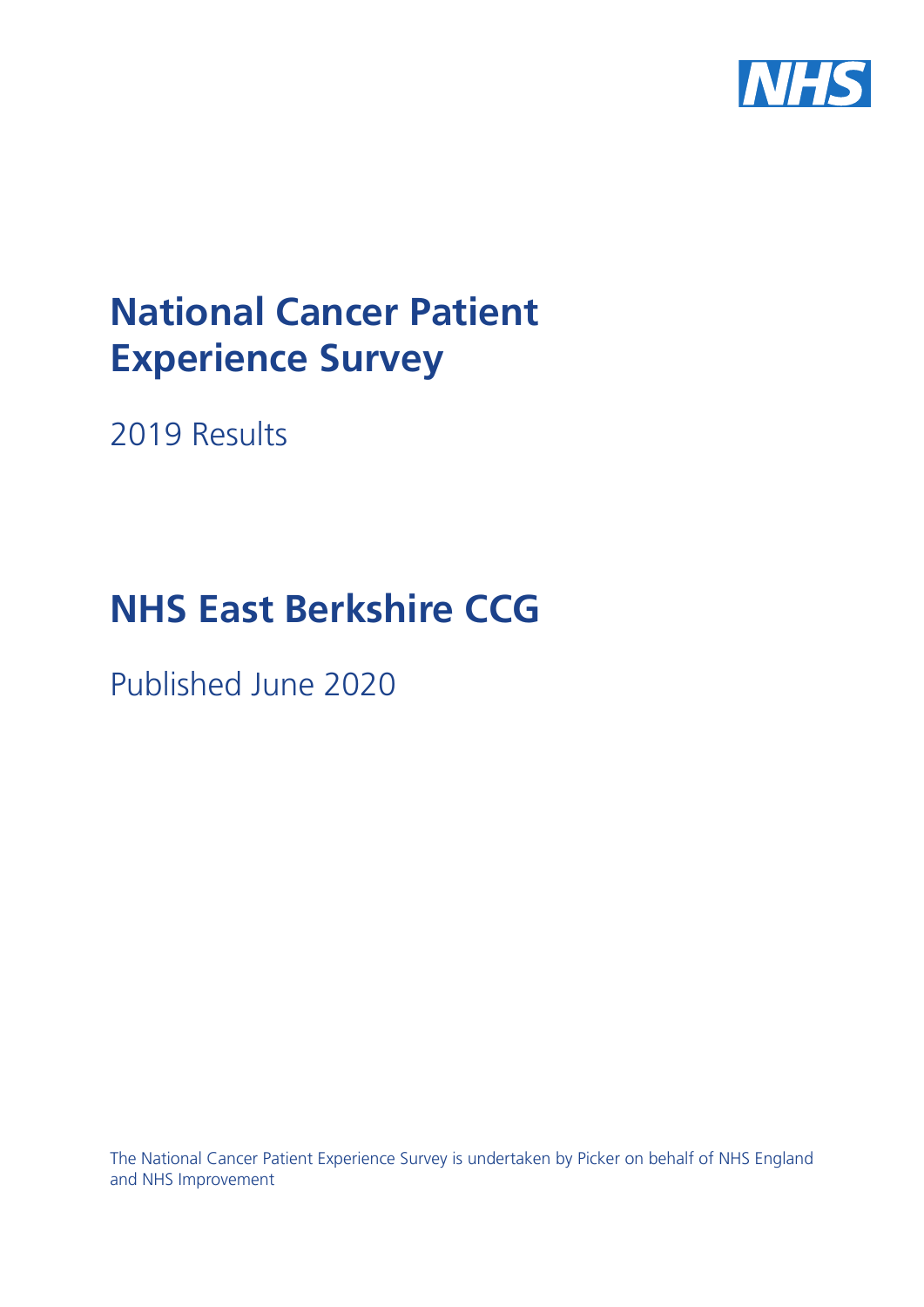# National Cancer Patient Experience Survey

2019 Results

# NHS East Berkshire CCG

Published June 2020

The National Cancer Patient Experience Survey is undertaken by Picker on behalf of NHS England and NHS Improvement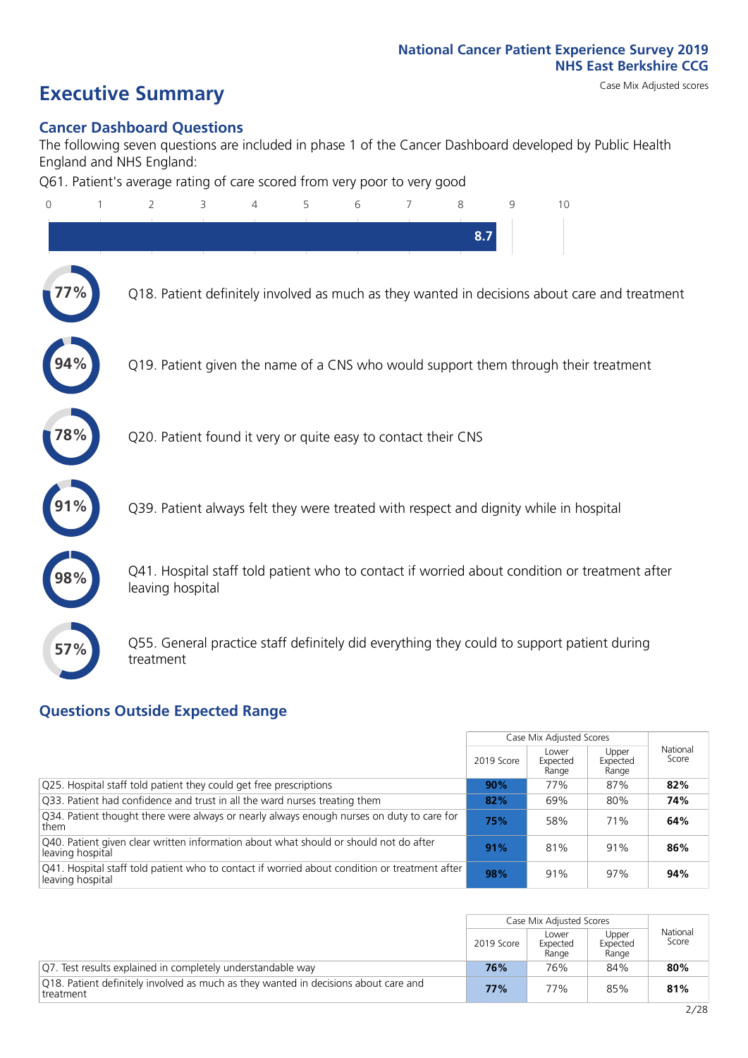National Cancer Patient Experience Survey 2019
NHS East Berkshire CCG

# Executive Summary

Case Mix Adjusted scores

## Cancer Dashboard Questions

The following seven questions are included in phase 1 of the Cancer Dashboard developed by Public Health England and NHS England:

Q61. Patient's average rating of care scored from very poor to very good

8.7

- 77% Q18. Patient definitely involved as much as they wanted in decisions about care and treatment
- 94% Q19. Patient given the name of a CNS who would support them through their treatment
- 78% Q20. Patient found it very or quite easy to contact their CNS
- 91% Q39. Patient always felt they were treated with respect and dignity while in hospital
- 98% Q41. Hospital staff told patient who to contact if worried about condition or treatment after leaving hospital
- 57% Q55. General practice staff definitely did everything they could to support patient during treatment

## Questions Outside Expected Range

| | Case Mix Adjusted Scores | | | |
|---|---|---|---|---|
| | 2019 Score | Lower Expected Range | Upper Expected Range | National Score |
| Q25. Hospital staff told patient they could get free prescriptions | 90% | 77% | 87% | 82% |
| Q33. Patient had confidence and trust in all the ward nurses treating them | 82% | 69% | 80% | 74% |
| Q34. Patient thought there were always or nearly always enough nurses on duty to care for them | 75% | 58% | 71% | 64% |
| Q40. Patient given clear written information about what should or should not do after leaving hospital | 91% | 81% | 91% | 86% |
| Q41. Hospital staff told patient who to contact if worried about condition or treatment after leaving hospital | 98% | 91% | 97% | 94% |

| | Case Mix Adjusted Scores | | | |
|---|---|---|---|---|
| | 2019 Score | Lower Expected Range | Upper Expected Range | National Score |
| Q7. Test results explained in completely understandable way | 76% | 76% | 84% | 80% |
| Q18. Patient definitely involved as much as they wanted in decisions about care and treatment | 77% | 77% | 85% | 81% |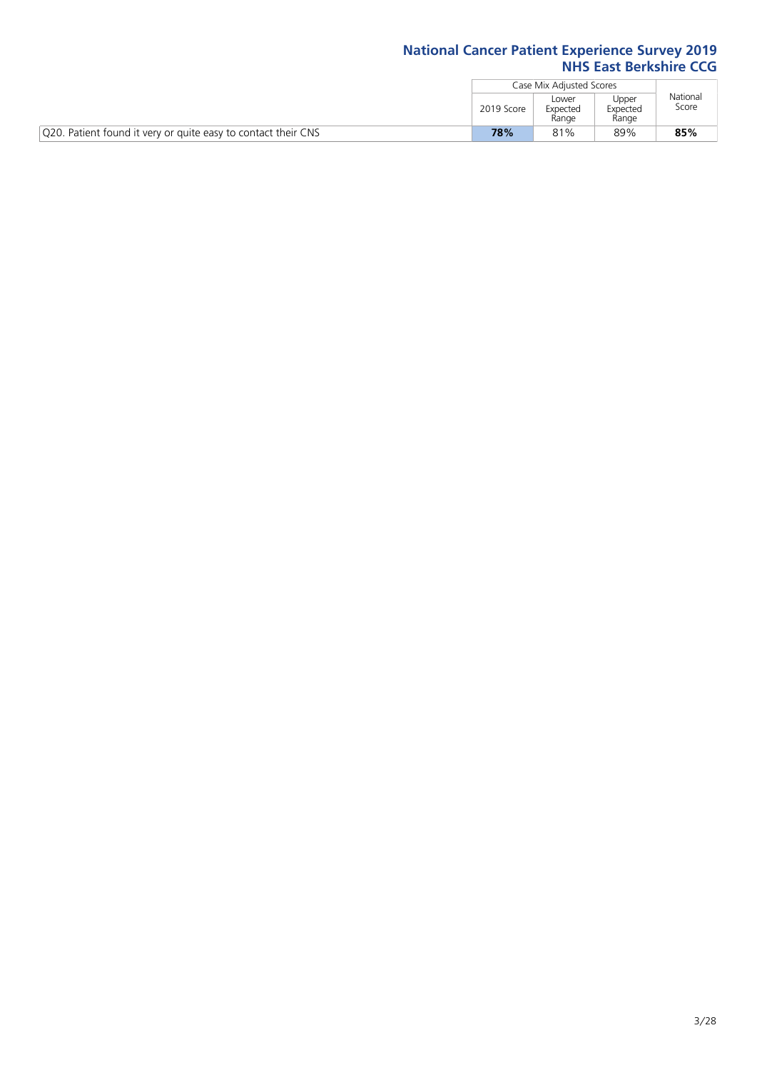|  | Case Mix Adjusted Scores | | | National Score |
|---|---|---|---|---|
|  | 2019 Score | Lower Expected Range | Upper Expected Range |  |
| Q20. Patient found it very or quite easy to contact their CNS | **78%** | 81% | 89% | **85%** |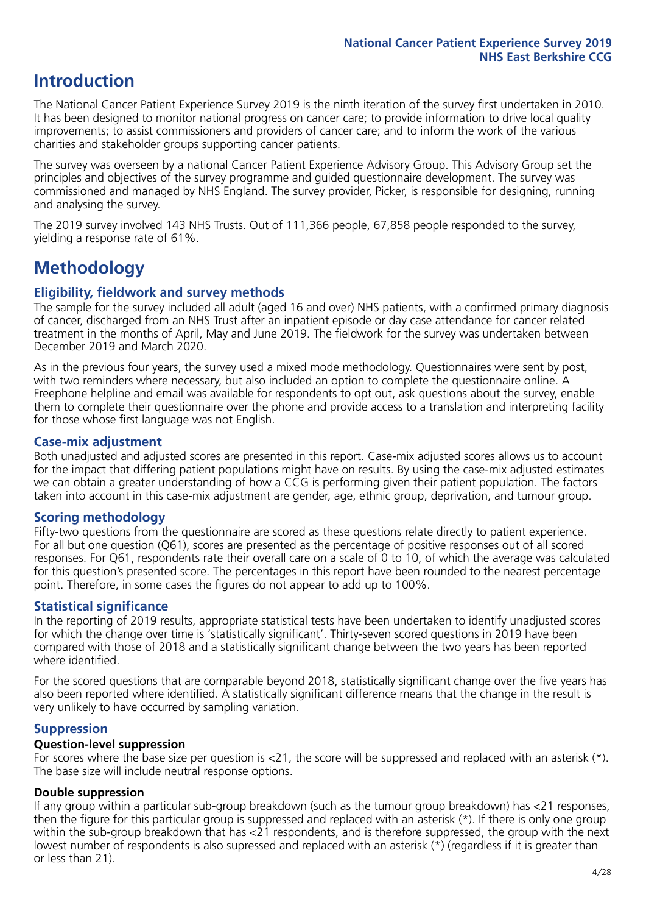# Introduction

The National Cancer Patient Experience Survey 2019 is the ninth iteration of the survey first undertaken in 2010. It has been designed to monitor national progress on cancer care; to provide information to drive local quality improvements; to assist commissioners and providers of cancer care; and to inform the work of the various charities and stakeholder groups supporting cancer patients.

The survey was overseen by a national Cancer Patient Experience Advisory Group. This Advisory Group set the principles and objectives of the survey programme and guided questionnaire development. The survey was commissioned and managed by NHS England. The survey provider, Picker, is responsible for designing, running and analysing the survey.

The 2019 survey involved 143 NHS Trusts. Out of 111,366 people, 67,858 people responded to the survey, yielding a response rate of 61%.

# Methodology

## Eligibility, fieldwork and survey methods

The sample for the survey included all adult (aged 16 and over) NHS patients, with a confirmed primary diagnosis of cancer, discharged from an NHS Trust after an inpatient episode or day case attendance for cancer related treatment in the months of April, May and June 2019. The fieldwork for the survey was undertaken between December 2019 and March 2020.

As in the previous four years, the survey used a mixed mode methodology. Questionnaires were sent by post, with two reminders where necessary, but also included an option to complete the questionnaire online. A Freephone helpline and email was available for respondents to opt out, ask questions about the survey, enable them to complete their questionnaire over the phone and provide access to a translation and interpreting facility for those whose first language was not English.

## Case-mix adjustment

Both unadjusted and adjusted scores are presented in this report. Case-mix adjusted scores allows us to account for the impact that differing patient populations might have on results. By using the case-mix adjusted estimates we can obtain a greater understanding of how a CCG is performing given their patient population. The factors taken into account in this case-mix adjustment are gender, age, ethnic group, deprivation, and tumour group.

## Scoring methodology

Fifty-two questions from the questionnaire are scored as these questions relate directly to patient experience. For all but one question (Q61), scores are presented as the percentage of positive responses out of all scored responses. For Q61, respondents rate their overall care on a scale of 0 to 10, of which the average was calculated for this question's presented score. The percentages in this report have been rounded to the nearest percentage point. Therefore, in some cases the figures do not appear to add up to 100%.

## Statistical significance

In the reporting of 2019 results, appropriate statistical tests have been undertaken to identify unadjusted scores for which the change over time is 'statistically significant'. Thirty-seven scored questions in 2019 have been compared with those of 2018 and a statistically significant change between the two years has been reported where identified.

For the scored questions that are comparable beyond 2018, statistically significant change over the five years has also been reported where identified. A statistically significant difference means that the change in the result is very unlikely to have occurred by sampling variation.

## Suppression

### Question-level suppression

For scores where the base size per question is <21, the score will be suppressed and replaced with an asterisk (*). The base size will include neutral response options.

### Double suppression

If any group within a particular sub-group breakdown (such as the tumour group breakdown) has <21 responses, then the figure for this particular group is suppressed and replaced with an asterisk (*). If there is only one group within the sub-group breakdown that has <21 respondents, and is therefore suppressed, the group with the next lowest number of respondents is also supressed and replaced with an asterisk (*) (regardless if it is greater than or less than 21).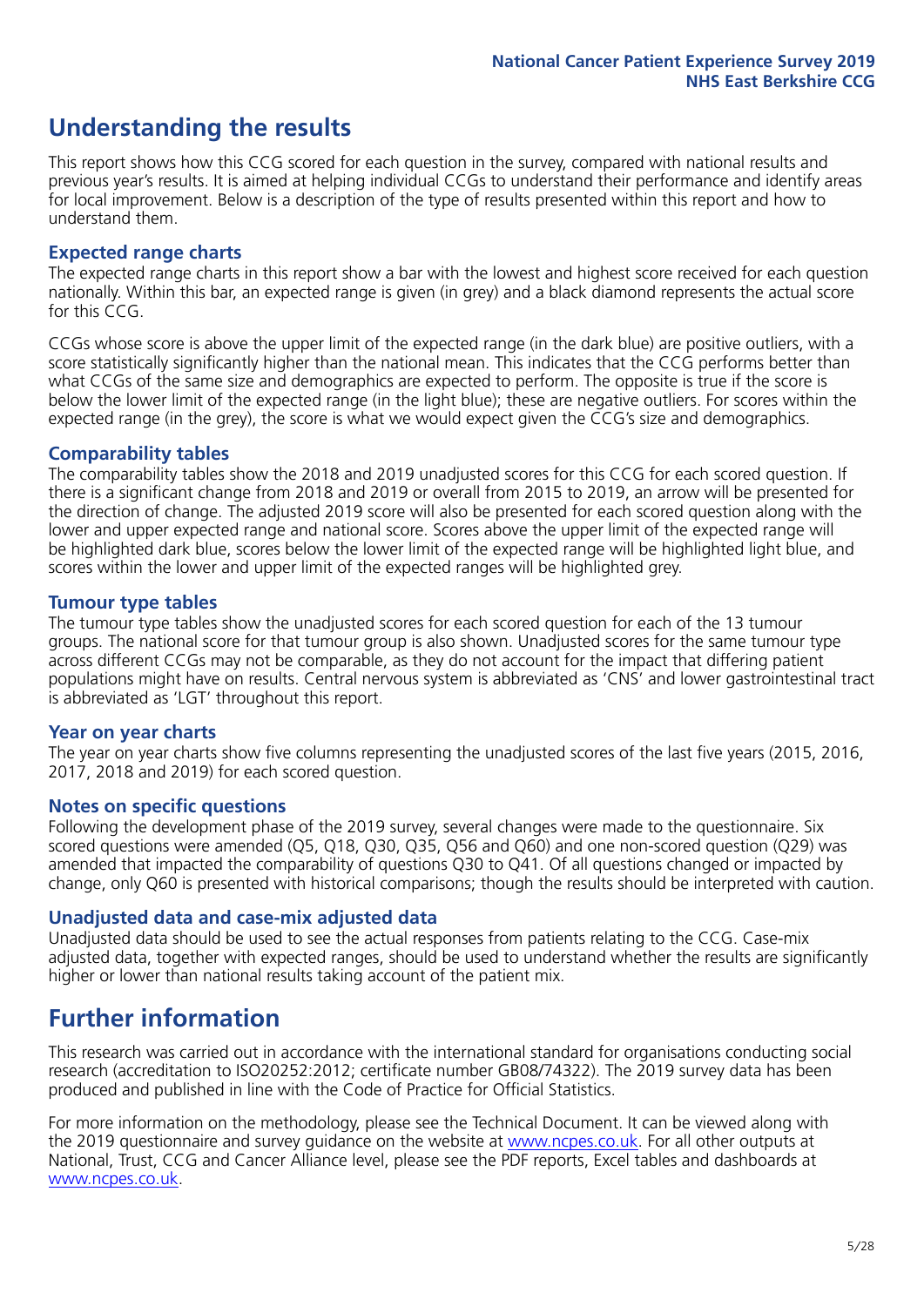## Understanding the results

This report shows how this CCG scored for each question in the survey, compared with national results and previous year's results. It is aimed at helping individual CCGs to understand their performance and identify areas for local improvement. Below is a description of the type of results presented within this report and how to understand them.

### Expected range charts

The expected range charts in this report show a bar with the lowest and highest score received for each question nationally. Within this bar, an expected range is given (in grey) and a black diamond represents the actual score for this CCG.

CCGs whose score is above the upper limit of the expected range (in the dark blue) are positive outliers, with a score statistically significantly higher than the national mean. This indicates that the CCG performs better than what CCGs of the same size and demographics are expected to perform. The opposite is true if the score is below the lower limit of the expected range (in the light blue); these are negative outliers. For scores within the expected range (in the grey), the score is what we would expect given the CCG's size and demographics.

### Comparability tables

The comparability tables show the 2018 and 2019 unadjusted scores for this CCG for each scored question. If there is a significant change from 2018 and 2019 or overall from 2015 to 2019, an arrow will be presented for the direction of change. The adjusted 2019 score will also be presented for each scored question along with the lower and upper expected range and national score. Scores above the upper limit of the expected range will be highlighted dark blue, scores below the lower limit of the expected range will be highlighted light blue, and scores within the lower and upper limit of the expected ranges will be highlighted grey.

### Tumour type tables

The tumour type tables show the unadjusted scores for each scored question for each of the 13 tumour groups. The national score for that tumour group is also shown. Unadjusted scores for the same tumour type across different CCGs may not be comparable, as they do not account for the impact that differing patient populations might have on results. Central nervous system is abbreviated as 'CNS' and lower gastrointestinal tract is abbreviated as 'LGT' throughout this report.

### Year on year charts

The year on year charts show five columns representing the unadjusted scores of the last five years (2015, 2016, 2017, 2018 and 2019) for each scored question.

### Notes on specific questions

Following the development phase of the 2019 survey, several changes were made to the questionnaire. Six scored questions were amended (Q5, Q18, Q30, Q35, Q56 and Q60) and one non-scored question (Q29) was amended that impacted the comparability of questions Q30 to Q41. Of all questions changed or impacted by change, only Q60 is presented with historical comparisons; though the results should be interpreted with caution.

### Unadjusted data and case-mix adjusted data

Unadjusted data should be used to see the actual responses from patients relating to the CCG. Case-mix adjusted data, together with expected ranges, should be used to understand whether the results are significantly higher or lower than national results taking account of the patient mix.

## Further information

This research was carried out in accordance with the international standard for organisations conducting social research (accreditation to ISO20252:2012; certificate number GB08/74322). The 2019 survey data has been produced and published in line with the Code of Practice for Official Statistics.

For more information on the methodology, please see the Technical Document. It can be viewed along with the 2019 questionnaire and survey guidance on the website at www.ncpes.co.uk. For all other outputs at National, Trust, CCG and Cancer Alliance level, please see the PDF reports, Excel tables and dashboards at www.ncpes.co.uk.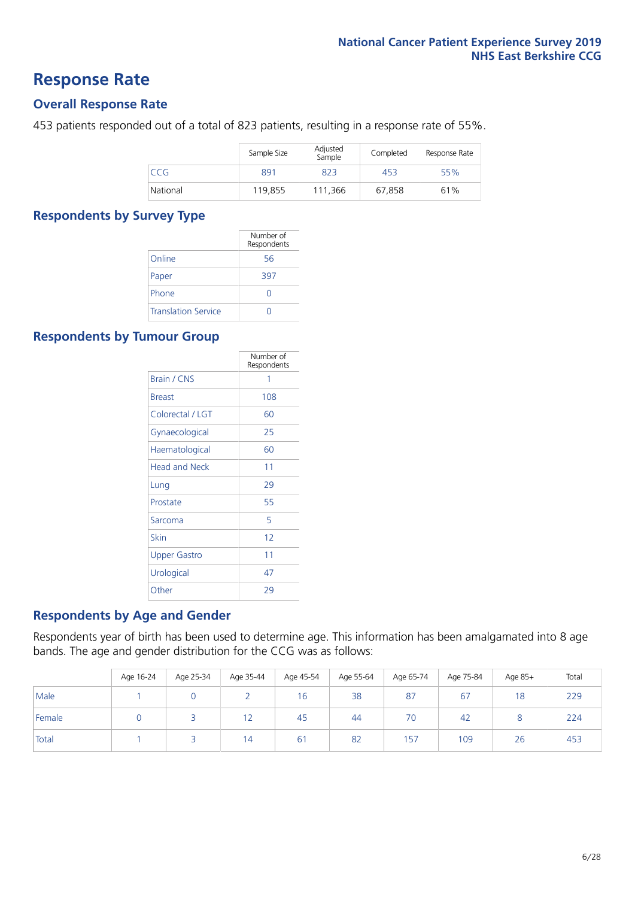# Response Rate

## Overall Response Rate

453 patients responded out of a total of 823 patients, resulting in a response rate of 55%.

| | Sample Size | Adjusted Sample | Completed | Response Rate |
|---|---|---|---|---|
| CCG | 891 | 823 | 453 | 55% |
| National | 119,855 | 111,366 | 67,858 | 61% |

## Respondents by Survey Type

| | Number of Respondents |
|---|---|
| Online | 56 |
| Paper | 397 |
| Phone | 0 |
| Translation Service | 0 |

## Respondents by Tumour Group

| | Number of Respondents |
|---|---|
| Brain / CNS | 1 |
| Breast | 108 |
| Colorectal / LGT | 60 |
| Gynaecological | 25 |
| Haematological | 60 |
| Head and Neck | 11 |
| Lung | 29 |
| Prostate | 55 |
| Sarcoma | 5 |
| Skin | 12 |
| Upper Gastro | 11 |
| Urological | 47 |
| Other | 29 |

## Respondents by Age and Gender

Respondents year of birth has been used to determine age. This information has been amalgamated into 8 age bands. The age and gender distribution for the CCG was as follows:

| | Age 16-24 | Age 25-34 | Age 35-44 | Age 45-54 | Age 55-64 | Age 65-74 | Age 75-84 | Age 85+ | Total |
|---|---|---|---|---|---|---|---|---|---|
| Male | 1 | 0 | 2 | 16 | 38 | 87 | 67 | 18 | 229 |
| Female | 0 | 3 | 12 | 45 | 44 | 70 | 42 | 8 | 224 |
| Total | 1 | 3 | 14 | 61 | 82 | 157 | 109 | 26 | 453 |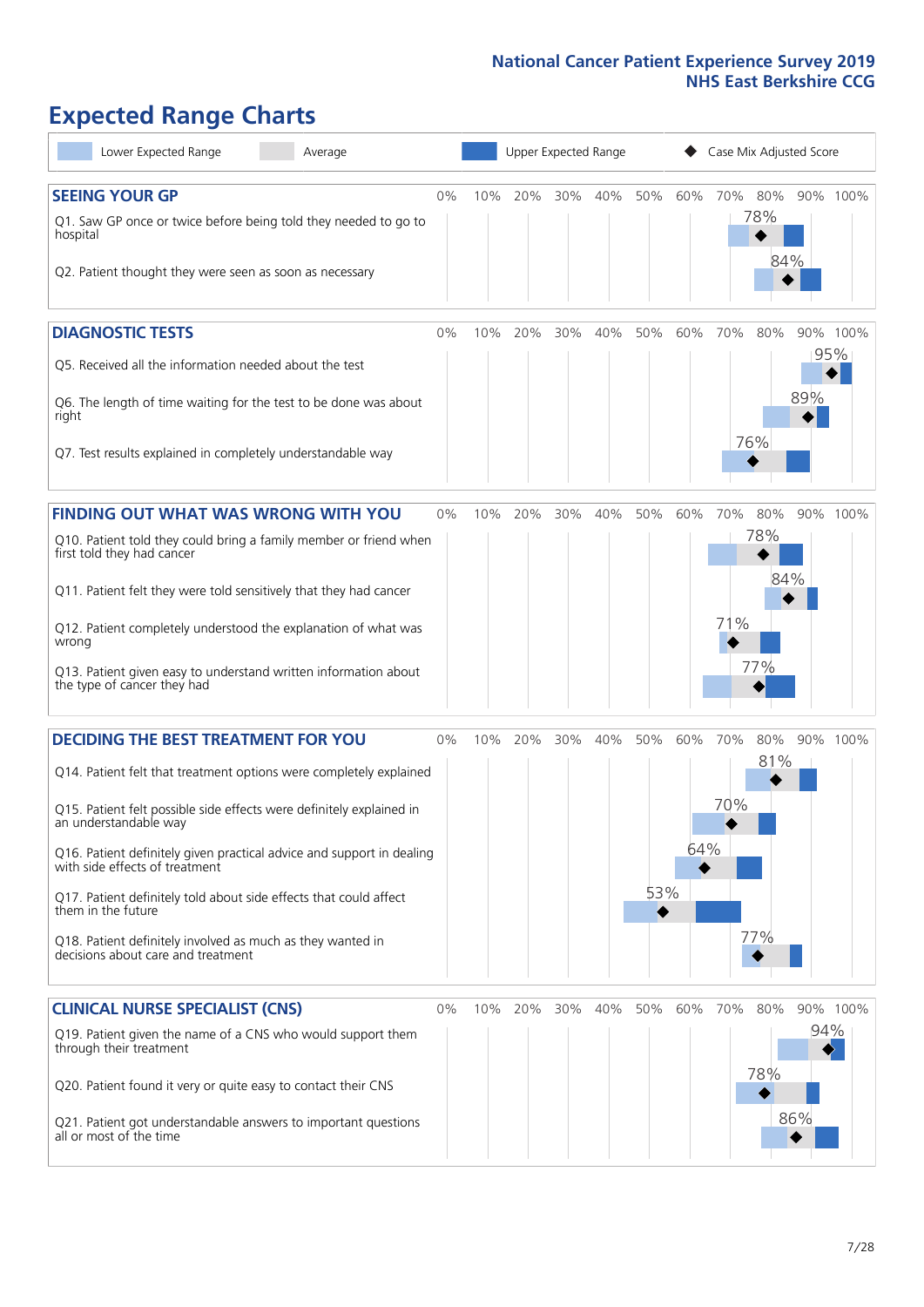# Expected Range Charts

Legend: Lower Expected Range | Average | Upper Expected Range | Case Mix Adjusted Score

## SEEING YOUR GP

| Question | Case Mix Adjusted Score |
| --- | --- |
| Q1. Saw GP once or twice before being told they needed to go to hospital | 78% |
| Q2. Patient thought they were seen as soon as necessary | 84% |

## DIAGNOSTIC TESTS

| Question | Case Mix Adjusted Score |
| --- | --- |
| Q5. Received all the information needed about the test | 95% |
| Q6. The length of time waiting for the test to be done was about right | 89% |
| Q7. Test results explained in completely understandable way | 76% |

## FINDING OUT WHAT WAS WRONG WITH YOU

| Question | Case Mix Adjusted Score |
| --- | --- |
| Q10. Patient told they could bring a family member or friend when first told they had cancer | 78% |
| Q11. Patient felt they were told sensitively that they had cancer | 84% |
| Q12. Patient completely understood the explanation of what was wrong | 71% |
| Q13. Patient given easy to understand written information about the type of cancer they had | 77% |

## DECIDING THE BEST TREATMENT FOR YOU

| Question | Case Mix Adjusted Score |
| --- | --- |
| Q14. Patient felt that treatment options were completely explained | 81% |
| Q15. Patient felt possible side effects were definitely explained in an understandable way | 70% |
| Q16. Patient definitely given practical advice and support in dealing with side effects of treatment | 64% |
| Q17. Patient definitely told about side effects that could affect them in the future | 53% |
| Q18. Patient definitely involved as much as they wanted in decisions about care and treatment | 77% |

## CLINICAL NURSE SPECIALIST (CNS)

| Question | Case Mix Adjusted Score |
| --- | --- |
| Q19. Patient given the name of a CNS who would support them through their treatment | 94% |
| Q20. Patient found it very or quite easy to contact their CNS | 78% |
| Q21. Patient got understandable answers to important questions all or most of the time | 86% |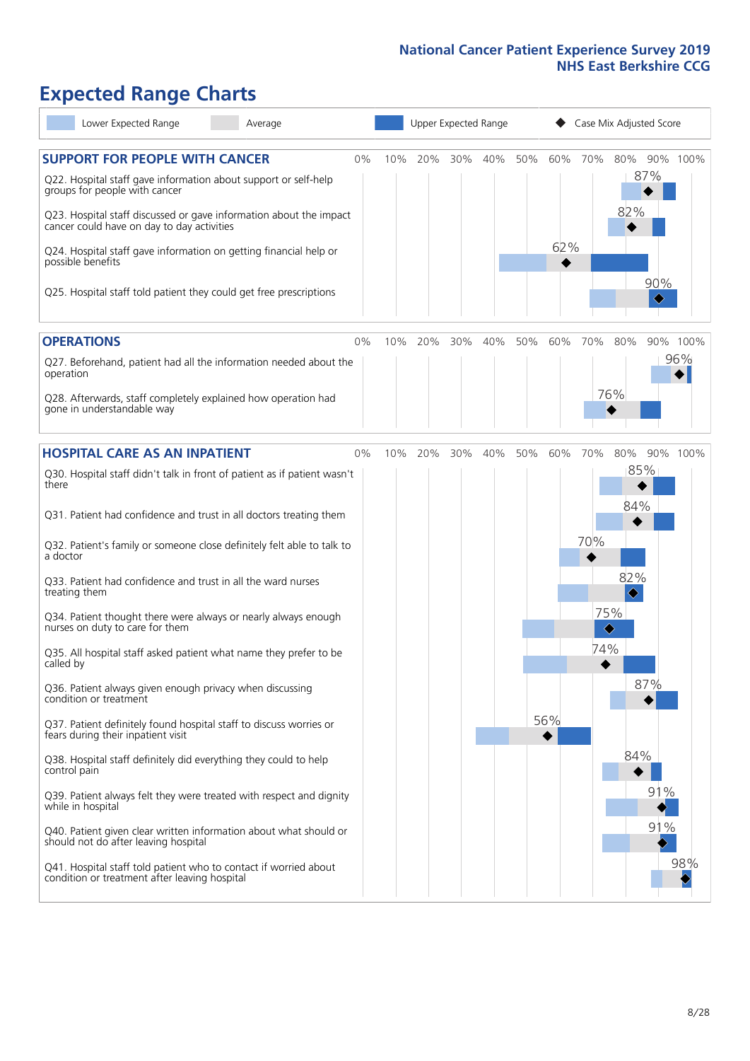National Cancer Patient Experience Survey 2019
NHS East Berkshire CCG

# Expected Range Charts

Lower Expected Range | Average | Upper Expected Range | ◆ Case Mix Adjusted Score

## SUPPORT FOR PEOPLE WITH CANCER

| Question | Case Mix Adjusted Score |
|---|---|
| Q22. Hospital staff gave information about support or self-help groups for people with cancer | 87% |
| Q23. Hospital staff discussed or gave information about the impact cancer could have on day to day activities | 82% |
| Q24. Hospital staff gave information on getting financial help or possible benefits | 62% |
| Q25. Hospital staff told patient they could get free prescriptions | 90% |

## OPERATIONS

| Question | Case Mix Adjusted Score |
|---|---|
| Q27. Beforehand, patient had all the information needed about the operation | 96% |
| Q28. Afterwards, staff completely explained how operation had gone in understandable way | 76% |

## HOSPITAL CARE AS AN INPATIENT

| Question | Case Mix Adjusted Score |
|---|---|
| Q30. Hospital staff didn't talk in front of patient as if patient wasn't there | 85% |
| Q31. Patient had confidence and trust in all doctors treating them | 84% |
| Q32. Patient's family or someone close definitely felt able to talk to a doctor | 70% |
| Q33. Patient had confidence and trust in all the ward nurses treating them | 82% |
| Q34. Patient thought there were always or nearly always enough nurses on duty to care for them | 75% |
| Q35. All hospital staff asked patient what name they prefer to be called by | 74% |
| Q36. Patient always given enough privacy when discussing condition or treatment | 87% |
| Q37. Patient definitely found hospital staff to discuss worries or fears during their inpatient visit | 56% |
| Q38. Hospital staff definitely did everything they could to help control pain | 84% |
| Q39. Patient always felt they were treated with respect and dignity while in hospital | 91% |
| Q40. Patient given clear written information about what should or should not do after leaving hospital | 91% |
| Q41. Hospital staff told patient who to contact if worried about condition or treatment after leaving hospital | 98% |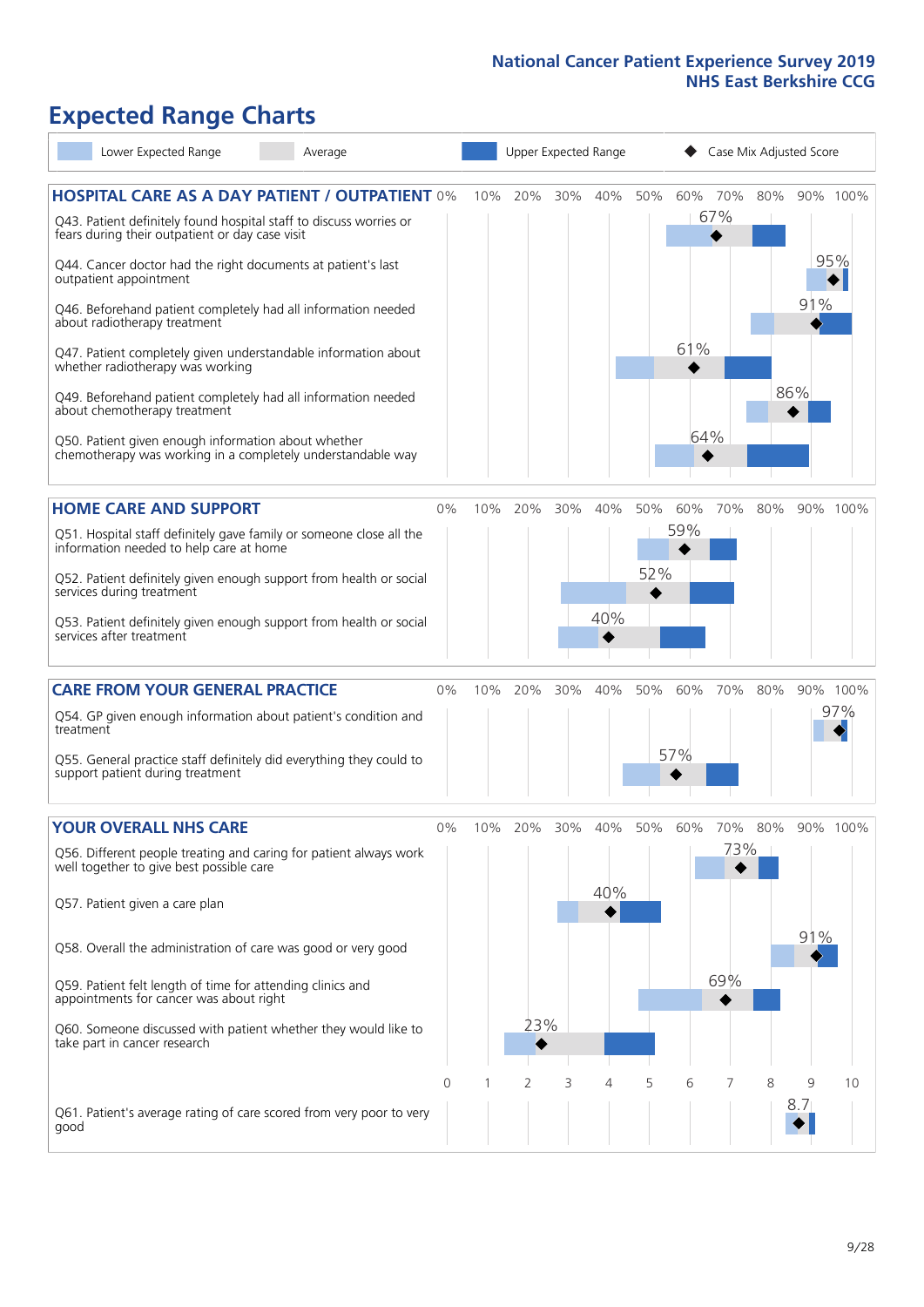National Cancer Patient Experience Survey 2019
NHS East Berkshire CCG

# Expected Range Charts

Lower Expected Range | Average | Upper Expected Range | Case Mix Adjusted Score

## HOSPITAL CARE AS A DAY PATIENT / OUTPATIENT

| Question | Case Mix Adjusted Score |
|---|---|
| Q43. Patient definitely found hospital staff to discuss worries or fears during their outpatient or day case visit | 67% |
| Q44. Cancer doctor had the right documents at patient's last outpatient appointment | 95% |
| Q46. Beforehand patient completely had all information needed about radiotherapy treatment | 91% |
| Q47. Patient completely given understandable information about whether radiotherapy treatment was working | 61% |
| Q49. Beforehand patient completely had all information needed about chemotherapy treatment | 86% |
| Q50. Patient given enough information about whether chemotherapy was working in a completely understandable way | 64% |

## HOME CARE AND SUPPORT

| Question | Case Mix Adjusted Score |
|---|---|
| Q51. Hospital staff definitely gave family or someone close all the information needed to help care at home | 59% |
| Q52. Patient definitely given enough support from health or social services during treatment | 52% |
| Q53. Patient definitely given enough support from health or social services after treatment | 40% |

## CARE FROM YOUR GENERAL PRACTICE

| Question | Case Mix Adjusted Score |
|---|---|
| Q54. GP given enough information about patient's condition and treatment | 97% |
| Q55. General practice staff definitely did everything they could to support patient during treatment | 57% |

## YOUR OVERALL NHS CARE

| Question | Case Mix Adjusted Score |
|---|---|
| Q56. Different people treating and caring for patient always work well together to give best possible care | 73% |
| Q57. Patient given a care plan | 40% |
| Q58. Overall the administration of care was good or very good | 91% |
| Q59. Patient felt length of time for attending clinics and appointments for cancer was about right | 69% |
| Q60. Someone discussed with patient whether they would like to take part in cancer research | 23% |
| Q61. Patient's average rating of care scored from very poor to very good | 8.7 |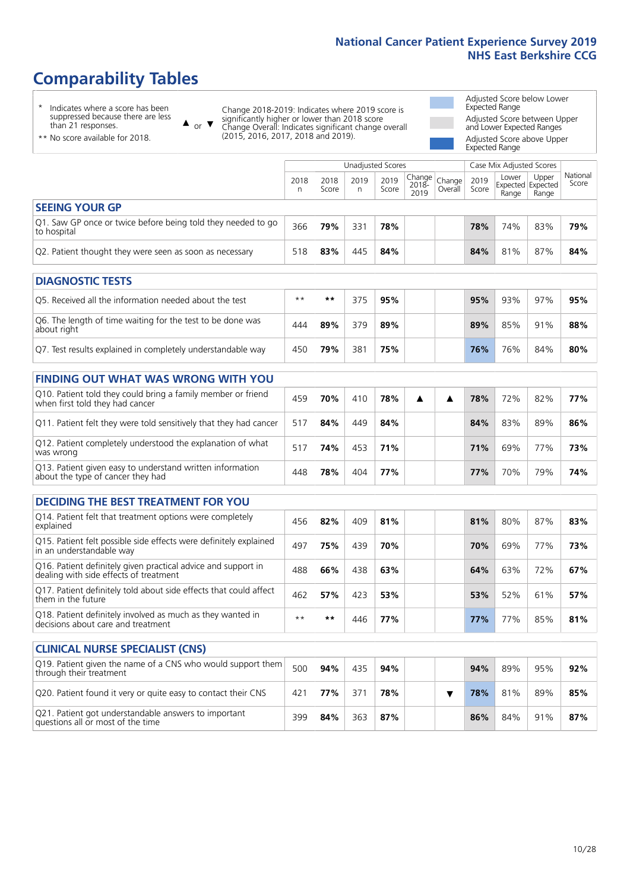# Comparability Tables

\* Indicates where a score has been suppressed because there are less than 21 responses.

\*\* No score available for 2018.

▲ or ▼ Change 2018-2019: Indicates where 2019 score is significantly higher or lower than 2018 score. Change Overall: Indicates significant change overall (2015, 2016, 2017, 2018 and 2019).

Adjusted Score below Lower Expected Range

Adjusted Score between Upper and Lower Expected Ranges

Adjusted Score above Upper Expected Range

| | Unadjusted Scores | | | | | | Case Mix Adjusted Scores | | | |
|---|---|---|---|---|---|---|---|---|---|---|
| | 2018 n | 2018 Score | 2019 n | 2019 Score | Change 2018-2019 | Change Overall | 2019 Score | Lower Expected Range | Upper Expected Range | National Score |
| **SEEING YOUR GP** | | | | | | | | | | |
| Q1. Saw GP once or twice before being told they needed to go to hospital | 366 | **79%** | 331 | **78%** | | | **78%** | 74% | 83% | **79%** |
| Q2. Patient thought they were seen as soon as necessary | 518 | **83%** | 445 | **84%** | | | **84%** | 81% | 87% | **84%** |
| **DIAGNOSTIC TESTS** | | | | | | | | | | |
| Q5. Received all the information needed about the test | ** | ** | 375 | **95%** | | | **95%** | 93% | 97% | **95%** |
| Q6. The length of time waiting for the test to be done was about right | 444 | **89%** | 379 | **89%** | | | **89%** | 85% | 91% | **88%** |
| Q7. Test results explained in completely understandable way | 450 | **79%** | 381 | **75%** | | | **76%** | 76% | 84% | **80%** |
| **FINDING OUT WHAT WAS WRONG WITH YOU** | | | | | | | | | | |
| Q10. Patient told they could bring a family member or friend when first told they had cancer | 459 | **70%** | 410 | **78%** | ▲ | ▲ | **78%** | 72% | 82% | **77%** |
| Q11. Patient felt they were told sensitively that they had cancer | 517 | **84%** | 449 | **84%** | | | **84%** | 83% | 89% | **86%** |
| Q12. Patient completely understood the explanation of what was wrong | 517 | **74%** | 453 | **71%** | | | **71%** | 69% | 77% | **73%** |
| Q13. Patient given easy to understand written information about the type of cancer they had | 448 | **78%** | 404 | **77%** | | | **77%** | 70% | 79% | **74%** |
| **DECIDING THE BEST TREATMENT FOR YOU** | | | | | | | | | | |
| Q14. Patient felt that treatment options were completely explained | 456 | **82%** | 409 | **81%** | | | **81%** | 80% | 87% | **83%** |
| Q15. Patient felt possible side effects were definitely explained in an understandable way | 497 | **75%** | 439 | **70%** | | | **70%** | 69% | 77% | **73%** |
| Q16. Patient definitely given practical advice and support in dealing with side effects of treatment | 488 | **66%** | 438 | **63%** | | | **64%** | 63% | 72% | **67%** |
| Q17. Patient definitely told about side effects that could affect them in the future | 462 | **57%** | 423 | **53%** | | | **53%** | 52% | 61% | **57%** |
| Q18. Patient definitely involved as much as they wanted in decisions about care and treatment | ** | ** | 446 | **77%** | | | **77%** | 77% | 85% | **81%** |
| **CLINICAL NURSE SPECIALIST (CNS)** | | | | | | | | | | |
| Q19. Patient given the name of a CNS who would support them through their treatment | 500 | **94%** | 435 | **94%** | | | **94%** | 89% | 95% | **92%** |
| Q20. Patient found it very or quite easy to contact their CNS | 421 | **77%** | 371 | **78%** | | ▼ | **78%** | 81% | 89% | **85%** |
| Q21. Patient got understandable answers to important questions all or most of the time | 399 | **84%** | 363 | **87%** | | | **86%** | 84% | 91% | **87%** |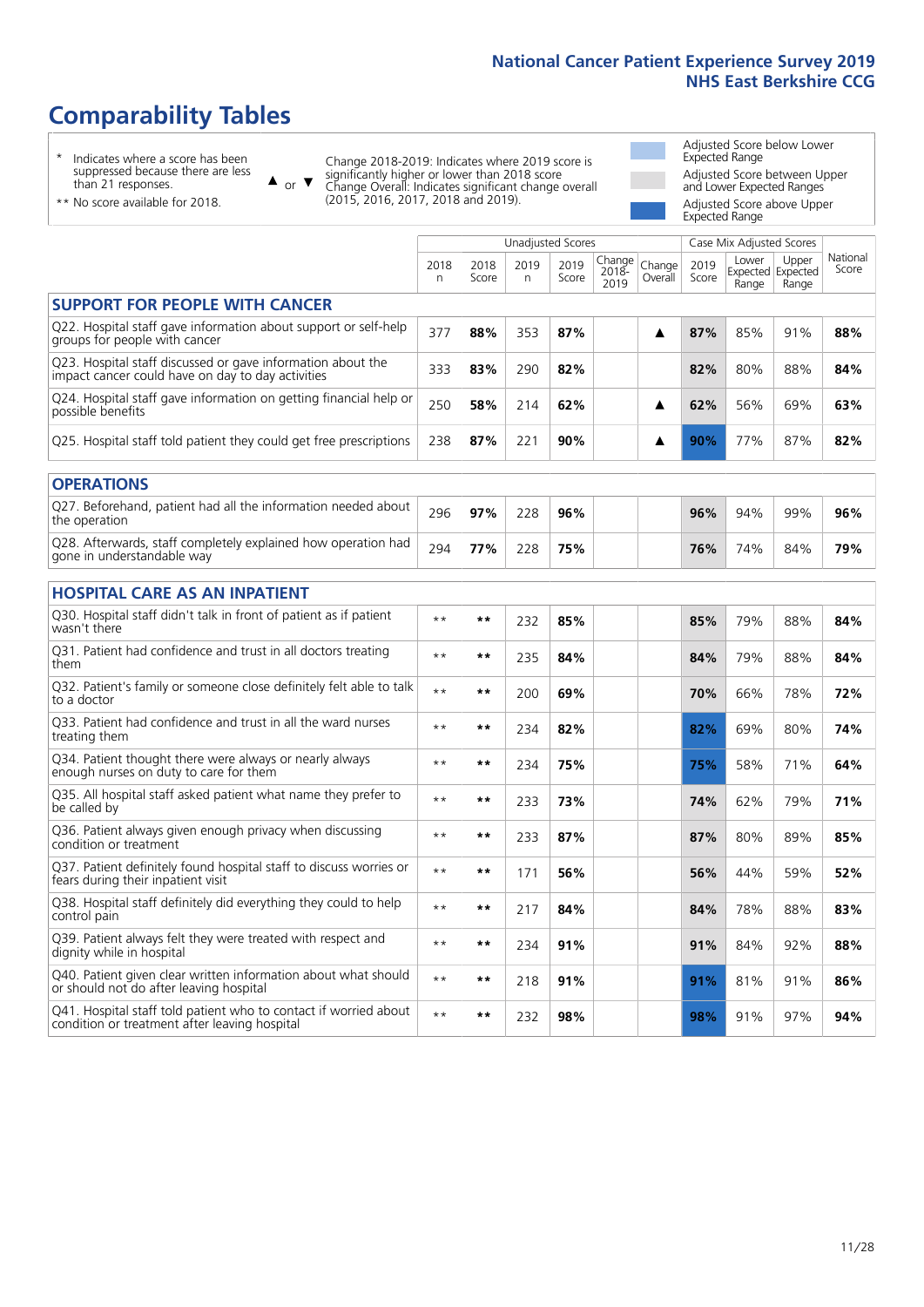# Comparability Tables

- \* Indicates where a score has been suppressed because there are less than 21 responses.
- \*\* No score available for 2018.

▲ or ▼ Change 2018-2019: Indicates where 2019 score is significantly higher or lower than 2018 score. Change Overall: Indicates significant change overall (2015, 2016, 2017, 2018 and 2019).

- Adjusted Score below Lower Expected Range
- Adjusted Score between Upper and Lower Expected Ranges
- Adjusted Score above Upper Expected Range

| | Unadjusted Scores | | | | | | Case Mix Adjusted Scores | | | |
|---|---|---|---|---|---|---|---|---|---|---|
| | 2018 n | 2018 Score | 2019 n | 2019 Score | Change 2018-2019 | Change Overall | 2019 Score | Lower Expected Range | Upper Expected Range | National Score |
| **SUPPORT FOR PEOPLE WITH CANCER** | | | | | | | | | | |
| Q22. Hospital staff gave information about support or self-help groups for people with cancer | 377 | **88%** | 353 | **87%** | | ▲ | **87%** | 85% | 91% | **88%** |
| Q23. Hospital staff discussed or gave information about the impact cancer could have on day to day activities | 333 | **83%** | 290 | **82%** | | | **82%** | 80% | 88% | **84%** |
| Q24. Hospital staff gave information on getting financial help or possible benefits | 250 | **58%** | 214 | **62%** | | ▲ | **62%** | 56% | 69% | **63%** |
| Q25. Hospital staff told patient they could get free prescriptions | 238 | **87%** | 221 | **90%** | | ▲ | **90%** | 77% | 87% | **82%** |
| **OPERATIONS** | | | | | | | | | | |
| Q27. Beforehand, patient had all the information needed about the operation | 296 | **97%** | 228 | **96%** | | | **96%** | 94% | 99% | **96%** |
| Q28. Afterwards, staff completely explained how operation had gone in understandable way | 294 | **77%** | 228 | **75%** | | | **76%** | 74% | 84% | **79%** |
| **HOSPITAL CARE AS AN INPATIENT** | | | | | | | | | | |
| Q30. Hospital staff didn't talk in front of patient as if patient wasn't there | ** | ** | 232 | **85%** | | | **85%** | 79% | 88% | **84%** |
| Q31. Patient had confidence and trust in all doctors treating them | ** | ** | 235 | **84%** | | | **84%** | 79% | 88% | **84%** |
| Q32. Patient's family or someone close definitely felt able to talk to a doctor | ** | ** | 200 | **69%** | | | **70%** | 66% | 78% | **72%** |
| Q33. Patient had confidence and trust in all the ward nurses treating them | ** | ** | 234 | **82%** | | | **82%** | 69% | 80% | **74%** |
| Q34. Patient thought there were always or nearly always enough nurses on duty to care for them | ** | ** | 234 | **75%** | | | **75%** | 58% | 71% | **64%** |
| Q35. All hospital staff asked patient what name they prefer to be called by | ** | ** | 233 | **73%** | | | **74%** | 62% | 79% | **71%** |
| Q36. Patient always given enough privacy when discussing condition or treatment | ** | ** | 233 | **87%** | | | **87%** | 80% | 89% | **85%** |
| Q37. Patient definitely found hospital staff to discuss worries or fears during their inpatient visit | ** | ** | 171 | **56%** | | | **56%** | 44% | 59% | **52%** |
| Q38. Hospital staff definitely did everything they could to help control pain | ** | ** | 217 | **84%** | | | **84%** | 78% | 88% | **83%** |
| Q39. Patient always felt they were treated with respect and dignity while in hospital | ** | ** | 234 | **91%** | | | **91%** | 84% | 92% | **88%** |
| Q40. Patient given clear written information about what should or should not do after leaving hospital | ** | ** | 218 | **91%** | | | **91%** | 81% | 91% | **86%** |
| Q41. Hospital staff told patient who to contact if worried about condition or treatment after leaving hospital | ** | ** | 232 | **98%** | | | **98%** | 91% | 97% | **94%** |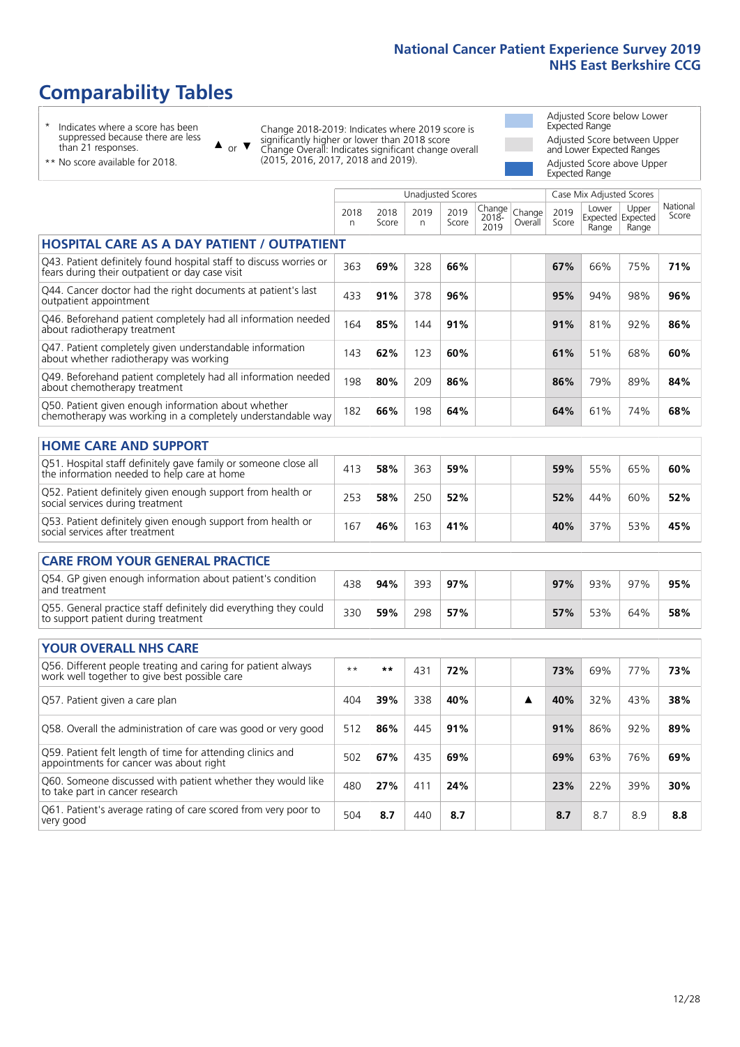# Comparability Tables

- \* Indicates where a score has been suppressed because there are less than 21 responses.
- \*\* No score available for 2018.

▲ or ▼ Change 2018-2019: Indicates where 2019 score is significantly higher or lower than 2018 score. Change Overall: Indicates significant change overall (2015, 2016, 2017, 2018 and 2019).

- Adjusted Score below Lower Expected Range
- Adjusted Score between Upper and Lower Expected Ranges
- Adjusted Score above Upper Expected Range

| | Unadjusted Scores | | | | | | Case Mix Adjusted Scores | | | |
|---|---|---|---|---|---|---|---|---|---|---|
| | 2018 n | 2018 Score | 2019 n | 2019 Score | Change 2018-2019 | Change Overall | 2019 Score | Lower Expected Range | Upper Expected Range | National Score |
| **HOSPITAL CARE AS A DAY PATIENT / OUTPATIENT** | | | | | | | | | | |
| Q43. Patient definitely found hospital staff to discuss worries or fears during their outpatient or day case visit | 363 | **69%** | 328 | **66%** | | | **67%** | 66% | 75% | **71%** |
| Q44. Cancer doctor had the right documents at patient's last outpatient appointment | 433 | **91%** | 378 | **96%** | | | **95%** | 94% | 98% | **96%** |
| Q46. Beforehand patient completely had all information needed about radiotherapy treatment | 164 | **85%** | 144 | **91%** | | | **91%** | 81% | 92% | **86%** |
| Q47. Patient completely given understandable information about whether radiotherapy was working | 143 | **62%** | 123 | **60%** | | | **61%** | 51% | 68% | **60%** |
| Q49. Beforehand patient completely had all information needed about chemotherapy treatment | 198 | **80%** | 209 | **86%** | | | **86%** | 79% | 89% | **84%** |
| Q50. Patient given enough information about whether chemotherapy was working in a completely understandable way | 182 | **66%** | 198 | **64%** | | | **64%** | 61% | 74% | **68%** |
| **HOME CARE AND SUPPORT** | | | | | | | | | | |
| Q51. Hospital staff definitely gave family or someone close all the information needed to help care at home | 413 | **58%** | 363 | **59%** | | | **59%** | 55% | 65% | **60%** |
| Q52. Patient definitely given enough support from health or social services during treatment | 253 | **58%** | 250 | **52%** | | | **52%** | 44% | 60% | **52%** |
| Q53. Patient definitely given enough support from health or social services after treatment | 167 | **46%** | 163 | **41%** | | | **40%** | 37% | 53% | **45%** |
| **CARE FROM YOUR GENERAL PRACTICE** | | | | | | | | | | |
| Q54. GP given enough information about patient's condition and treatment | 438 | **94%** | 393 | **97%** | | | **97%** | 93% | 97% | **95%** |
| Q55. General practice staff definitely did everything they could to support patient during treatment | 330 | **59%** | 298 | **57%** | | | **57%** | 53% | 64% | **58%** |
| **YOUR OVERALL NHS CARE** | | | | | | | | | | |
| Q56. Different people treating and caring for patient always work well together to give best possible care | ** | ** | 431 | **72%** | | | **73%** | 69% | 77% | **73%** |
| Q57. Patient given a care plan | 404 | **39%** | 338 | **40%** | | ▲ | **40%** | 32% | 43% | **38%** |
| Q58. Overall the administration of care was good or very good | 512 | **86%** | 445 | **91%** | | | **91%** | 86% | 92% | **89%** |
| Q59. Patient felt length of time for attending clinics and appointments for cancer was about right | 502 | **67%** | 435 | **69%** | | | **69%** | 63% | 76% | **69%** |
| Q60. Someone discussed with patient whether they would like to take part in cancer research | 480 | **27%** | 411 | **24%** | | | **23%** | 22% | 39% | **30%** |
| Q61. Patient's average rating of care scored from very poor to very good | 504 | **8.7** | 440 | **8.7** | | | **8.7** | 8.7 | 8.9 | **8.8** |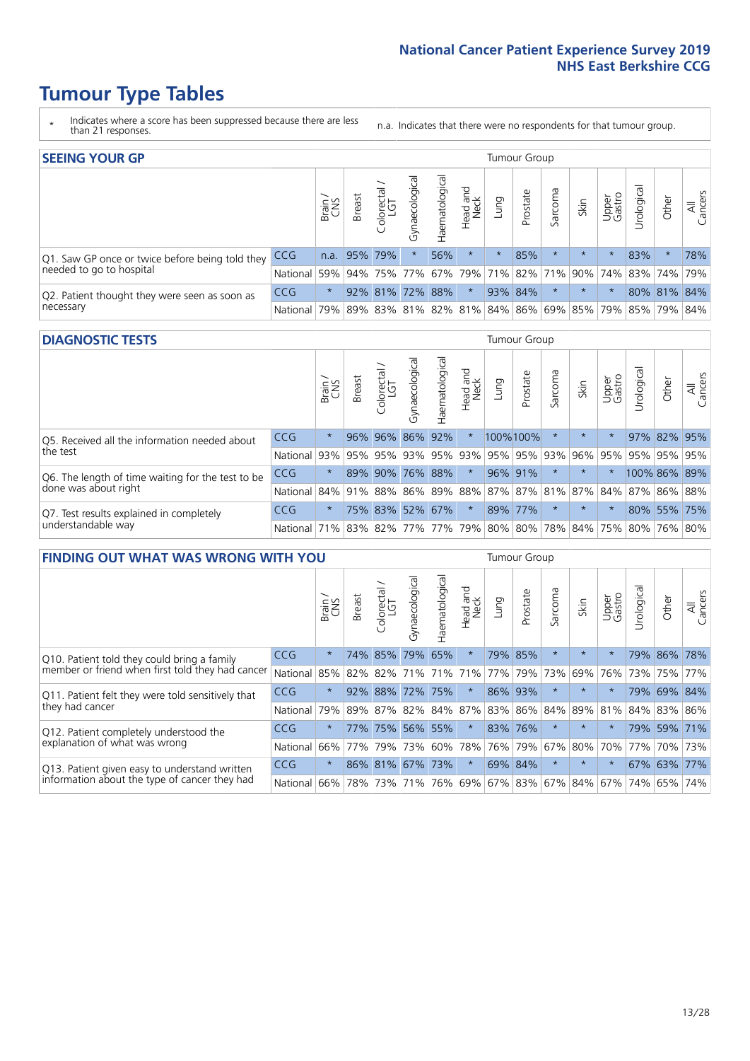# Tumour Type Tables

\* Indicates where a score has been suppressed because there are less than 21 responses.

n.a. Indicates that there were no respondents for that tumour group.

## SEEING YOUR GP

| | | Brain / CNS | Breast | Colorectal / LGT | Gynaecological | Haematological | Head and Neck | Lung | Prostate | Sarcoma | Skin | Upper Gastro | Urological | Other | All Cancers |
|---|---|---|---|---|---|---|---|---|---|---|---|---|---|---|---|
| Q1. Saw GP once or twice before being told they needed to go to hospital | CCG | n.a. | 95% | 79% | * | 56% | * | * | 85% | * | * | * | 83% | * | 78% |
| | National | 59% | 94% | 75% | 77% | 67% | 79% | 71% | 82% | 71% | 90% | 74% | 83% | 74% | 79% |
| Q2. Patient thought they were seen as soon as necessary | CCG | * | 92% | 81% | 72% | 88% | * | 93% | 84% | * | * | * | 80% | 81% | 84% |
| | National | 79% | 89% | 83% | 81% | 82% | 81% | 84% | 86% | 69% | 85% | 79% | 85% | 79% | 84% |

## DIAGNOSTIC TESTS

| | | Brain / CNS | Breast | Colorectal / LGT | Gynaecological | Haematological | Head and Neck | Lung | Prostate | Sarcoma | Skin | Upper Gastro | Urological | Other | All Cancers |
|---|---|---|---|---|---|---|---|---|---|---|---|---|---|---|---|
| Q5. Received all the information needed about the test | CCG | * | 96% | 96% | 86% | 92% | * | 100% | 100% | * | * | * | 97% | 82% | 95% |
| | National | 93% | 95% | 95% | 93% | 95% | 93% | 95% | 95% | 93% | 96% | 95% | 95% | 95% | 95% |
| Q6. The length of time waiting for the test to be done was about right | CCG | * | 89% | 90% | 76% | 88% | * | 96% | 91% | * | * | * | 100% | 86% | 89% |
| | National | 84% | 91% | 88% | 86% | 89% | 88% | 87% | 87% | 81% | 87% | 84% | 87% | 86% | 88% |
| Q7. Test results explained in completely understandable way | CCG | * | 75% | 83% | 52% | 67% | * | 89% | 77% | * | * | * | 80% | 55% | 75% |
| | National | 71% | 83% | 82% | 77% | 77% | 79% | 80% | 80% | 78% | 84% | 75% | 80% | 76% | 80% |

## FINDING OUT WHAT WAS WRONG WITH YOU

| | | Brain / CNS | Breast | Colorectal / LGT | Gynaecological | Haematological | Head and Neck | Lung | Prostate | Sarcoma | Skin | Upper Gastro | Urological | Other | All Cancers |
|---|---|---|---|---|---|---|---|---|---|---|---|---|---|---|---|
| Q10. Patient told they could bring a family member or friend when first told they had cancer | CCG | * | 74% | 85% | 79% | 65% | * | 79% | 85% | * | * | * | 79% | 86% | 78% |
| | National | 85% | 82% | 82% | 71% | 71% | 71% | 77% | 79% | 73% | 69% | 76% | 73% | 75% | 77% |
| Q11. Patient felt they were told sensitively that they had cancer | CCG | * | 92% | 88% | 72% | 75% | * | 86% | 93% | * | * | * | 79% | 69% | 84% |
| | National | 79% | 89% | 87% | 82% | 84% | 87% | 83% | 86% | 84% | 89% | 81% | 84% | 83% | 86% |
| Q12. Patient completely understood the explanation of what was wrong | CCG | * | 77% | 75% | 56% | 55% | * | 83% | 76% | * | * | * | 79% | 59% | 71% |
| | National | 66% | 77% | 79% | 73% | 60% | 78% | 76% | 79% | 67% | 80% | 70% | 77% | 70% | 73% |
| Q13. Patient given easy to understand written information about the type of cancer they had | CCG | * | 86% | 81% | 67% | 73% | * | 69% | 84% | * | * | * | 67% | 63% | 77% |
| | National | 66% | 78% | 73% | 71% | 76% | 69% | 67% | 83% | 67% | 84% | 67% | 74% | 65% | 74% |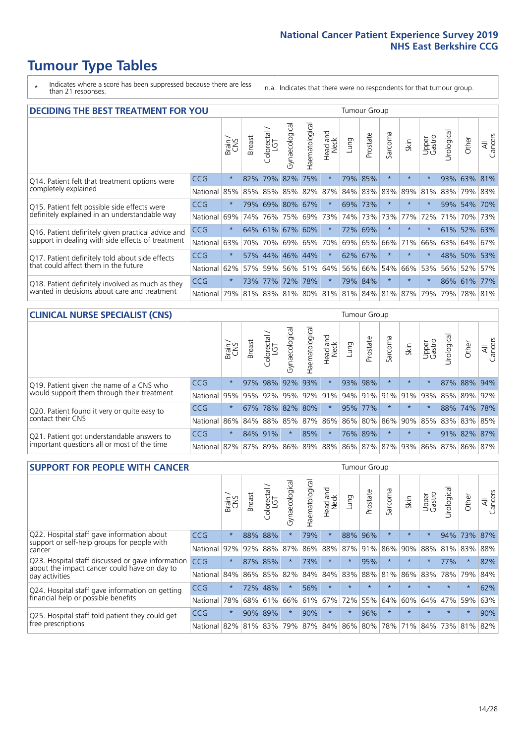# Tumour Type Tables

\* Indicates where a score has been suppressed because there are less than 21 responses.

n.a. Indicates that there were no respondents for that tumour group.

## DECIDING THE BEST TREATMENT FOR YOU

| | | Brain / CNS | Breast | Colorectal / LGT | Gynaecological | Haematological | Head and Neck | Lung | Prostate | Sarcoma | Skin | Upper Gastro | Urological | Other | All Cancers |
|---|---|---|---|---|---|---|---|---|---|---|---|---|---|---|---|
| Q14. Patient felt that treatment options were completely explained | CCG | * | 82% | 79% | 82% | 75% | * | 79% | 85% | * | * | * | 93% | 63% | 81% |
| | National | 85% | 85% | 85% | 85% | 82% | 87% | 84% | 83% | 83% | 89% | 81% | 83% | 79% | 83% |
| Q15. Patient felt possible side effects were definitely explained in an understandable way | CCG | * | 79% | 69% | 80% | 67% | * | 69% | 73% | * | * | * | 59% | 54% | 70% |
| | National | 69% | 74% | 76% | 75% | 69% | 73% | 74% | 73% | 73% | 77% | 72% | 71% | 70% | 73% |
| Q16. Patient definitely given practical advice and support in dealing with side effects of treatment | CCG | * | 64% | 61% | 67% | 60% | * | 72% | 69% | * | * | * | 61% | 52% | 63% |
| | National | 63% | 70% | 70% | 69% | 65% | 70% | 69% | 65% | 66% | 71% | 66% | 63% | 64% | 67% |
| Q17. Patient definitely told about side effects that could affect them in the future | CCG | * | 57% | 44% | 46% | 44% | * | 62% | 67% | * | * | * | 48% | 50% | 53% |
| | National | 62% | 57% | 59% | 56% | 51% | 64% | 56% | 66% | 54% | 66% | 53% | 56% | 52% | 57% |
| Q18. Patient definitely involved as much as they wanted in decisions about care and treatment | CCG | * | 73% | 77% | 72% | 78% | * | 79% | 84% | * | * | * | 86% | 61% | 77% |
| | National | 79% | 81% | 83% | 81% | 80% | 81% | 81% | 84% | 81% | 87% | 79% | 79% | 78% | 81% |

## CLINICAL NURSE SPECIALIST (CNS)

| | | Brain / CNS | Breast | Colorectal / LGT | Gynaecological | Haematological | Head and Neck | Lung | Prostate | Sarcoma | Skin | Upper Gastro | Urological | Other | All Cancers |
|---|---|---|---|---|---|---|---|---|---|---|---|---|---|---|---|
| Q19. Patient given the name of a CNS who would support them through their treatment | CCG | * | 97% | 98% | 92% | 93% | * | 93% | 98% | * | * | * | 87% | 88% | 94% |
| | National | 95% | 95% | 92% | 95% | 92% | 91% | 94% | 91% | 91% | 91% | 93% | 85% | 89% | 92% |
| Q20. Patient found it very or quite easy to contact their CNS | CCG | * | 67% | 78% | 82% | 80% | * | 95% | 77% | * | * | * | 88% | 74% | 78% |
| | National | 86% | 84% | 88% | 85% | 87% | 86% | 86% | 80% | 86% | 90% | 85% | 83% | 83% | 85% |
| Q21. Patient got understandable answers to important questions all or most of the time | CCG | * | 84% | 91% | * | 85% | * | 76% | 89% | * | * | * | 91% | 82% | 87% |
| | National | 82% | 87% | 89% | 86% | 89% | 88% | 86% | 87% | 87% | 93% | 86% | 87% | 86% | 87% |

## SUPPORT FOR PEOPLE WITH CANCER

| | | Brain / CNS | Breast | Colorectal / LGT | Gynaecological | Haematological | Head and Neck | Lung | Prostate | Sarcoma | Skin | Upper Gastro | Urological | Other | All Cancers |
|---|---|---|---|---|---|---|---|---|---|---|---|---|---|---|---|
| Q22. Hospital staff gave information about support or self-help groups for people with cancer | CCG | * | 88% | 88% | * | 79% | * | 88% | 96% | * | * | * | 94% | 73% | 87% |
| | National | 92% | 92% | 88% | 87% | 86% | 88% | 87% | 91% | 86% | 90% | 88% | 81% | 83% | 88% |
| Q23. Hospital staff discussed or gave information about the impact cancer could have on day to day activities | CCG | * | 87% | 85% | * | 73% | * | * | 95% | * | * | * | 77% | * | 82% |
| | National | 84% | 86% | 85% | 82% | 84% | 84% | 83% | 88% | 81% | 86% | 83% | 78% | 79% | 84% |
| Q24. Hospital staff gave information on getting financial help or possible benefits | CCG | * | 72% | 48% | * | 56% | * | * | * | * | * | * | * | * | 62% |
| | National | 78% | 68% | 61% | 66% | 61% | 67% | 72% | 55% | 64% | 60% | 64% | 47% | 59% | 63% |
| Q25. Hospital staff told patient they could get free prescriptions | CCG | * | 90% | 89% | * | 90% | * | * | 96% | * | * | * | * | * | 90% |
| | National | 82% | 81% | 83% | 79% | 87% | 84% | 86% | 80% | 78% | 71% | 84% | 73% | 81% | 82% |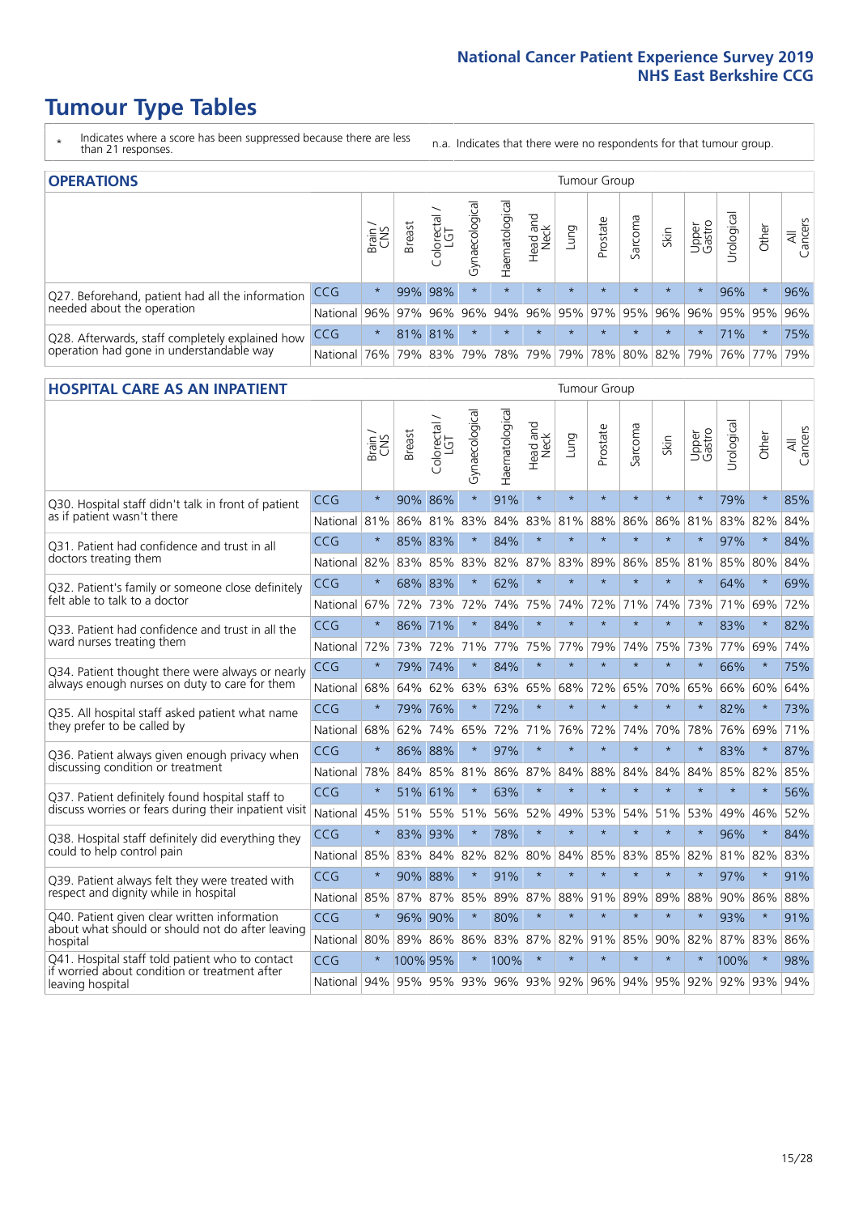# Tumour Type Tables

\* Indicates where a score has been suppressed because there are less than 21 responses.

n.a. Indicates that there were no respondents for that tumour group.

## OPERATIONS

| | | Brain / CNS | Breast | Colorectal / LGT | Gynaecological | Haematological | Head and Neck | Lung | Prostate | Sarcoma | Skin | Upper Gastro | Urological | Other | All Cancers |
|---|---|---|---|---|---|---|---|---|---|---|---|---|---|---|---|
| Q27. Beforehand, patient had all the information needed about the operation | CCG | * | 99% | 98% | * | * | * | * | * | * | * | * | 96% | * | 96% |
| | National | 96% | 97% | 96% | 96% | 94% | 96% | 95% | 97% | 95% | 96% | 96% | 95% | 95% | 96% |
| Q28. Afterwards, staff completely explained how operation had gone in understandable way | CCG | * | 81% | 81% | * | * | * | * | * | * | * | * | 71% | * | 75% |
| | National | 76% | 79% | 83% | 79% | 78% | 79% | 79% | 78% | 80% | 82% | 79% | 76% | 77% | 79% |

## HOSPITAL CARE AS AN INPATIENT

| | | Brain / CNS | Breast | Colorectal / LGT | Gynaecological | Haematological | Head and Neck | Lung | Prostate | Sarcoma | Skin | Upper Gastro | Urological | Other | All Cancers |
|---|---|---|---|---|---|---|---|---|---|---|---|---|---|---|---|
| Q30. Hospital staff didn't talk in front of patient as if patient wasn't there | CCG | * | 90% | 86% | * | 91% | * | * | * | * | * | * | 79% | * | 85% |
| | National | 81% | 86% | 81% | 83% | 84% | 83% | 81% | 88% | 86% | 86% | 81% | 83% | 82% | 84% |
| Q31. Patient had confidence and trust in all doctors treating them | CCG | * | 85% | 83% | * | 84% | * | * | * | * | * | * | 97% | * | 84% |
| | National | 82% | 83% | 85% | 83% | 82% | 87% | 83% | 89% | 86% | 85% | 81% | 85% | 80% | 84% |
| Q32. Patient's family or someone close definitely felt able to talk to a doctor | CCG | * | 68% | 83% | * | 62% | * | * | * | * | * | * | 64% | * | 69% |
| | National | 67% | 72% | 73% | 72% | 74% | 75% | 74% | 72% | 71% | 74% | 73% | 71% | 69% | 72% |
| Q33. Patient had confidence and trust in all the ward nurses treating them | CCG | * | 86% | 71% | * | 84% | * | * | * | * | * | * | 83% | * | 82% |
| | National | 72% | 73% | 72% | 71% | 77% | 75% | 77% | 79% | 74% | 75% | 73% | 77% | 69% | 74% |
| Q34. Patient thought there were always or nearly always enough nurses on duty to care for them | CCG | * | 79% | 74% | * | 84% | * | * | * | * | * | * | 66% | * | 75% |
| | National | 68% | 64% | 62% | 63% | 63% | 65% | 68% | 72% | 65% | 70% | 65% | 66% | 60% | 64% |
| Q35. All hospital staff asked patient what name they prefer to be called by | CCG | * | 79% | 76% | * | 72% | * | * | * | * | * | * | 82% | * | 73% |
| | National | 68% | 62% | 74% | 65% | 72% | 71% | 76% | 72% | 74% | 70% | 78% | 76% | 69% | 71% |
| Q36. Patient always given enough privacy when discussing condition or treatment | CCG | * | 86% | 88% | * | 97% | * | * | * | * | * | * | 83% | * | 87% |
| | National | 78% | 84% | 85% | 81% | 86% | 87% | 84% | 88% | 84% | 84% | 84% | 85% | 82% | 85% |
| Q37. Patient definitely found hospital staff to discuss worries or fears during their inpatient visit | CCG | * | 51% | 61% | * | 63% | * | * | * | * | * | * | * | * | 56% |
| | National | 45% | 51% | 55% | 51% | 56% | 52% | 49% | 53% | 54% | 51% | 53% | 49% | 46% | 52% |
| Q38. Hospital staff definitely did everything they could to help control pain | CCG | * | 83% | 93% | * | 78% | * | * | * | * | * | * | 96% | * | 84% |
| | National | 85% | 83% | 84% | 82% | 82% | 80% | 84% | 85% | 83% | 85% | 82% | 81% | 82% | 83% |
| Q39. Patient always felt they were treated with respect and dignity while in hospital | CCG | * | 90% | 88% | * | 91% | * | * | * | * | * | * | 97% | * | 91% |
| | National | 85% | 87% | 87% | 85% | 89% | 87% | 88% | 91% | 89% | 89% | 88% | 90% | 86% | 88% |
| Q40. Patient given clear written information about what should or should not do after leaving hospital | CCG | * | 96% | 90% | * | 80% | * | * | * | * | * | * | 93% | * | 91% |
| | National | 80% | 89% | 86% | 86% | 83% | 87% | 82% | 91% | 85% | 90% | 82% | 87% | 83% | 86% |
| Q41. Hospital staff told patient who to contact if worried about condition or treatment after leaving hospital | CCG | * | 100% | 95% | * | 100% | * | * | * | * | * | * | 100% | * | 98% |
| | National | 94% | 95% | 95% | 93% | 96% | 93% | 92% | 96% | 94% | 95% | 92% | 92% | 93% | 94% |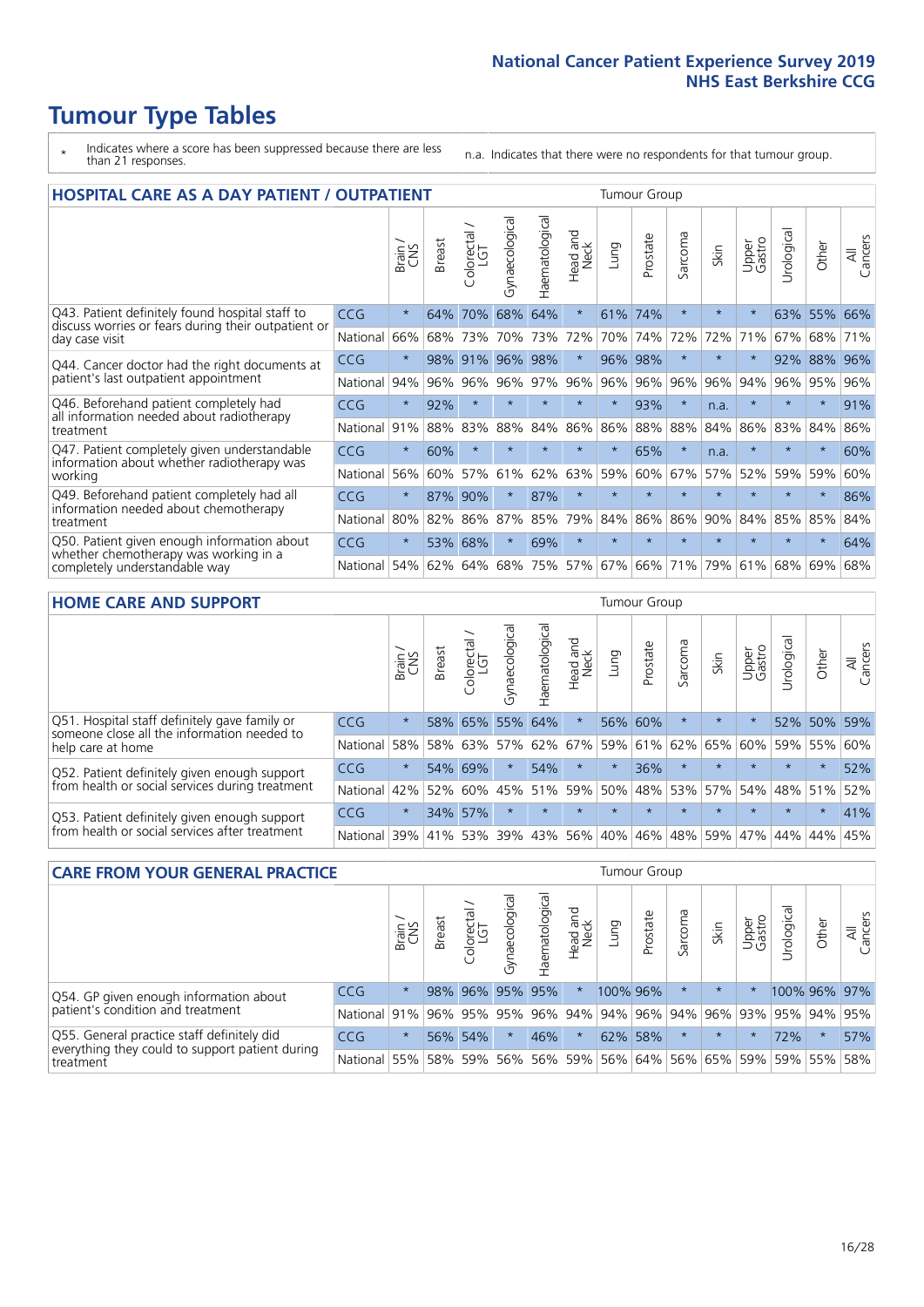# Tumour Type Tables

- \* Indicates where a score has been suppressed because there are less than 21 responses.
- n.a. Indicates that there were no respondents for that tumour group.

## HOSPITAL CARE AS A DAY PATIENT / OUTPATIENT

| | | Brain / CNS | Breast | Colorectal / LGT | Gynaecological | Haematological | Head and Neck | Lung | Prostate | Sarcoma | Skin | Upper Gastro | Urological | Other | All Cancers |
|---|---|---|---|---|---|---|---|---|---|---|---|---|---|---|---|
| Q43. Patient definitely found hospital staff to discuss worries or fears during their outpatient or day case visit | CCG | * | 64% | 70% | 68% | 64% | * | 61% | 74% | * | * | * | 63% | 55% | 66% |
| | National | 66% | 68% | 73% | 70% | 73% | 72% | 70% | 74% | 72% | 72% | 71% | 67% | 68% | 71% |
| Q44. Cancer doctor had the right documents at patient's last outpatient appointment | CCG | * | 98% | 91% | 96% | 98% | * | 96% | 98% | * | * | * | 92% | 88% | 96% |
| | National | 94% | 96% | 96% | 96% | 97% | 96% | 96% | 96% | 96% | 96% | 94% | 96% | 95% | 96% |
| Q46. Beforehand patient completely had all information needed about radiotherapy treatment | CCG | * | 92% | * | * | * | * | * | 93% | * | n.a. | * | * | * | 91% |
| | National | 91% | 88% | 83% | 88% | 84% | 86% | 86% | 88% | 88% | 84% | 86% | 83% | 84% | 86% |
| Q47. Patient completely given understandable information about whether radiotherapy was working | CCG | * | 60% | * | * | * | * | * | 65% | * | n.a. | * | * | * | 60% |
| | National | 56% | 60% | 57% | 61% | 62% | 63% | 59% | 60% | 67% | 57% | 52% | 59% | 59% | 60% |
| Q49. Beforehand patient completely had all information needed about chemotherapy treatment | CCG | * | 87% | 90% | * | 87% | * | * | * | * | * | * | * | * | 86% |
| | National | 80% | 82% | 86% | 87% | 85% | 79% | 84% | 86% | 86% | 90% | 84% | 85% | 85% | 84% |
| Q50. Patient given enough information about whether chemotherapy was working in a completely understandable way | CCG | * | 53% | 68% | * | 69% | * | * | * | * | * | * | * | * | 64% |
| | National | 54% | 62% | 64% | 68% | 75% | 57% | 67% | 66% | 71% | 79% | 61% | 68% | 69% | 68% |

## HOME CARE AND SUPPORT

| | | Brain / CNS | Breast | Colorectal / LGT | Gynaecological | Haematological | Head and Neck | Lung | Prostate | Sarcoma | Skin | Upper Gastro | Urological | Other | All Cancers |
|---|---|---|---|---|---|---|---|---|---|---|---|---|---|---|---|
| Q51. Hospital staff definitely gave family or someone close all the information needed to help care at home | CCG | * | 58% | 65% | 55% | 64% | * | 56% | 60% | * | * | * | 52% | 50% | 59% |
| | National | 58% | 58% | 63% | 57% | 62% | 67% | 59% | 61% | 62% | 65% | 60% | 59% | 55% | 60% |
| Q52. Patient definitely given enough support from health or social services during treatment | CCG | * | 54% | 69% | * | 54% | * | * | 36% | * | * | * | * | * | 52% |
| | National | 42% | 52% | 60% | 45% | 51% | 59% | 50% | 48% | 53% | 57% | 54% | 48% | 51% | 52% |
| Q53. Patient definitely given enough support from health or social services after treatment | CCG | * | 34% | 57% | * | * | * | * | * | * | * | * | * | * | 41% |
| | National | 39% | 41% | 53% | 39% | 43% | 56% | 40% | 46% | 48% | 59% | 47% | 44% | 44% | 45% |

## CARE FROM YOUR GENERAL PRACTICE

| | | Brain / CNS | Breast | Colorectal / LGT | Gynaecological | Haematological | Head and Neck | Lung | Prostate | Sarcoma | Skin | Upper Gastro | Urological | Other | All Cancers |
|---|---|---|---|---|---|---|---|---|---|---|---|---|---|---|---|
| Q54. GP given enough information about patient's condition and treatment | CCG | * | 98% | 96% | 95% | 95% | * | 100% | 96% | * | * | * | 100% | 96% | 97% |
| | National | 91% | 96% | 95% | 95% | 96% | 94% | 94% | 96% | 94% | 96% | 93% | 95% | 94% | 95% |
| Q55. General practice staff definitely did everything they could to support patient during treatment | CCG | * | 56% | 54% | * | 46% | * | 62% | 58% | * | * | * | 72% | * | 57% |
| | National | 55% | 58% | 59% | 56% | 56% | 59% | 56% | 64% | 56% | 65% | 59% | 59% | 55% | 58% |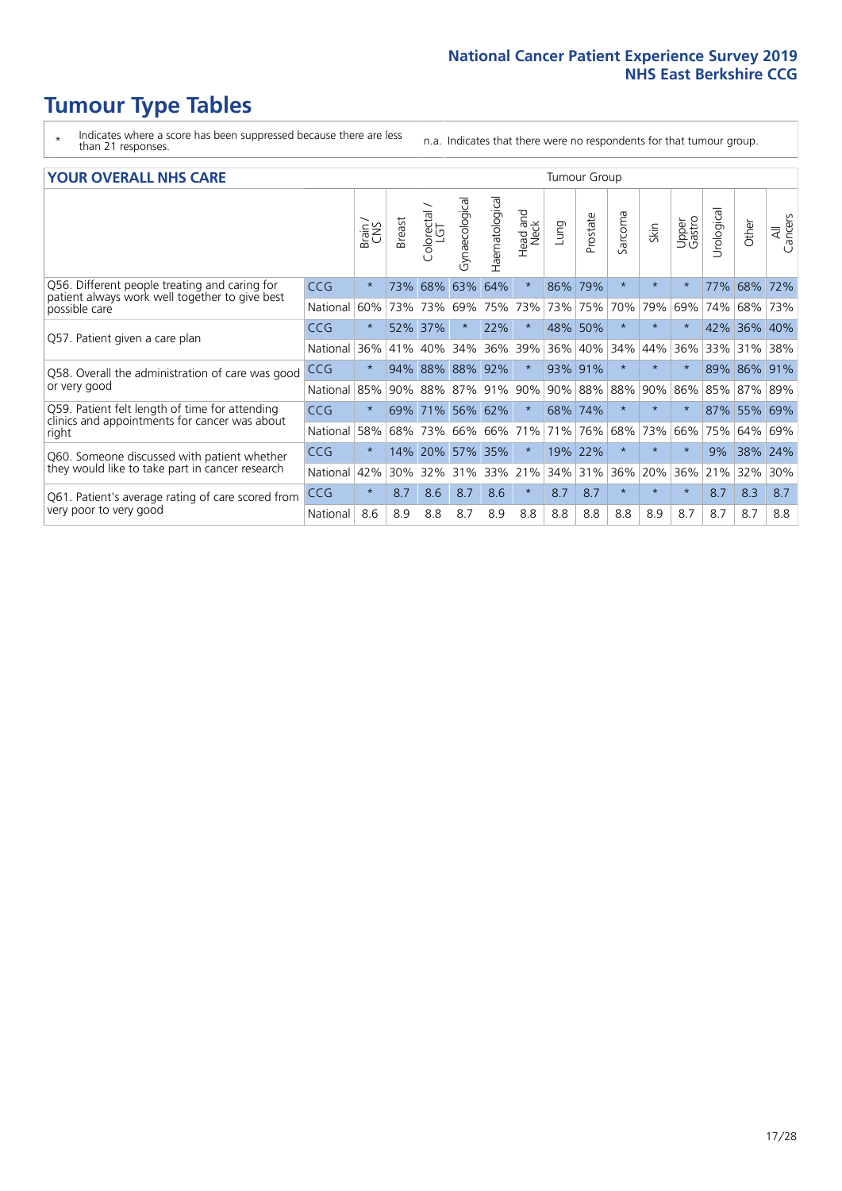# Tumour Type Tables

- \* Indicates where a score has been suppressed because there are less than 21 responses.
- n.a. Indicates that there were no respondents for that tumour group.

## YOUR OVERALL NHS CARE

| | | Brain / CNS | Breast | Colorectal / LGT | Gynaecological | Haematological | Head and Neck | Lung | Prostate | Sarcoma | Skin | Upper Gastro | Urological | Other | All Cancers |
|---|---|---|---|---|---|---|---|---|---|---|---|---|---|---|---|
| Q56. Different people treating and caring for patient always work well together to give best possible care | CCG | * | 73% | 68% | 63% | 64% | * | 86% | 79% | * | * | * | 77% | 68% | 72% |
| | National | 60% | 73% | 73% | 69% | 75% | 73% | 73% | 75% | 70% | 79% | 69% | 74% | 68% | 73% |
| Q57. Patient given a care plan | CCG | * | 52% | 37% | * | 22% | * | 48% | 50% | * | * | * | 42% | 36% | 40% |
| | National | 36% | 41% | 40% | 34% | 36% | 39% | 36% | 40% | 34% | 44% | 36% | 33% | 31% | 38% |
| Q58. Overall the administration of care was good or very good | CCG | * | 94% | 88% | 88% | 92% | * | 93% | 91% | * | * | * | 89% | 86% | 91% |
| | National | 85% | 90% | 88% | 87% | 91% | 90% | 90% | 88% | 88% | 90% | 86% | 85% | 87% | 89% |
| Q59. Patient felt length of time for attending clinics and appointments for cancer was about right | CCG | * | 69% | 71% | 56% | 62% | * | 68% | 74% | * | * | * | 87% | 55% | 69% |
| | National | 58% | 68% | 73% | 66% | 66% | 71% | 71% | 76% | 68% | 73% | 66% | 75% | 64% | 69% |
| Q60. Someone discussed with patient whether they would like to take part in cancer research | CCG | * | 14% | 20% | 57% | 35% | * | 19% | 22% | * | * | * | 9% | 38% | 24% |
| | National | 42% | 30% | 32% | 31% | 33% | 21% | 34% | 31% | 36% | 20% | 36% | 21% | 32% | 30% |
| Q61. Patient's average rating of care scored from very poor to very good | CCG | * | 8.7 | 8.6 | 8.7 | 8.6 | * | 8.7 | 8.7 | * | * | * | 8.7 | 8.3 | 8.7 |
| | National | 8.6 | 8.9 | 8.8 | 8.7 | 8.9 | 8.8 | 8.8 | 8.8 | 8.8 | 8.9 | 8.7 | 8.7 | 8.7 | 8.8 |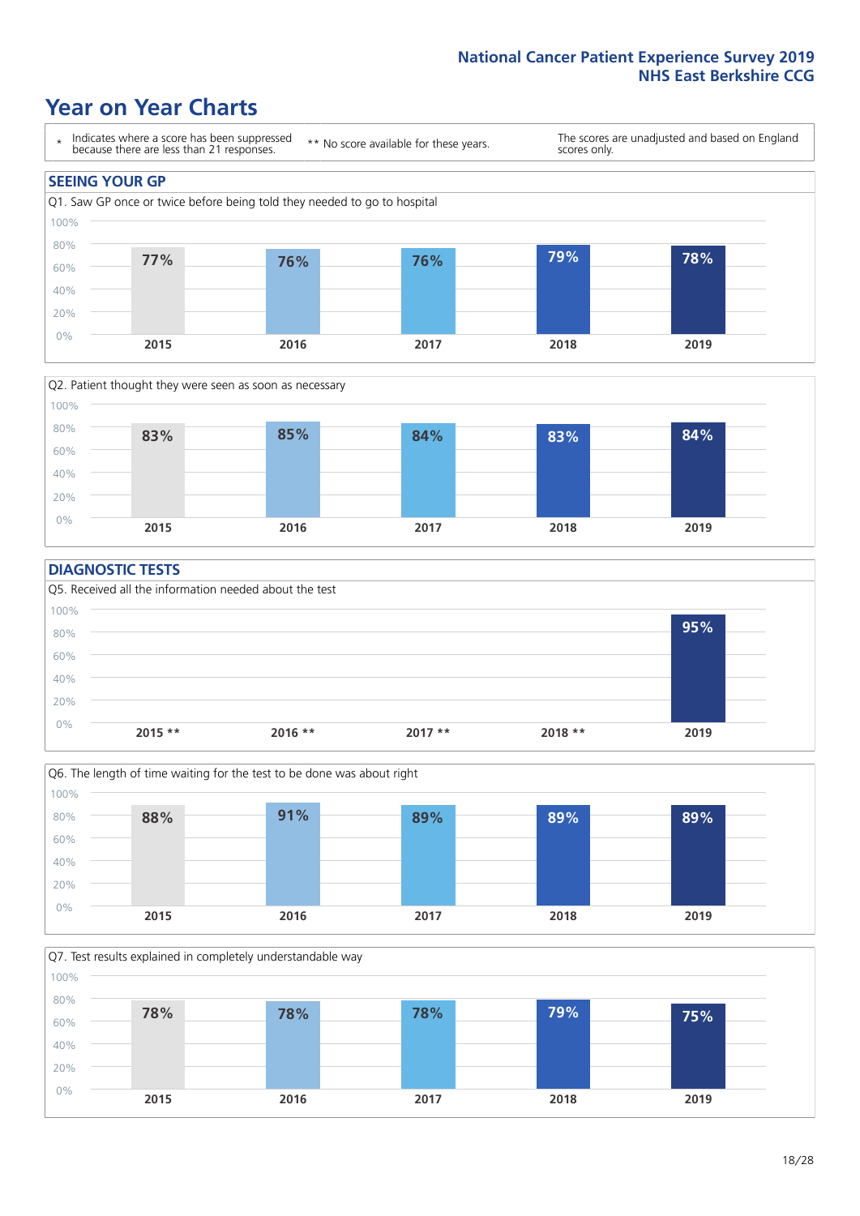## Year on Year Charts

\* Indicates where a score has been suppressed because there are less than 21 responses.

\*\* No score available for these years.

The scores are unadjusted and based on England scores only.

### SEEING YOUR GP

Q1. Saw GP once or twice before being told they needed to go to hospital

| 2015 | 2016 | 2017 | 2018 | 2019 |
|---|---|---|---|---|
| 77% | 76% | 76% | 79% | 78% |

Q2. Patient thought they were seen as soon as necessary

| 2015 | 2016 | 2017 | 2018 | 2019 |
|---|---|---|---|---|
| 83% | 85% | 84% | 83% | 84% |

### DIAGNOSTIC TESTS

Q5. Received all the information needed about the test

| 2015 ** | 2016 ** | 2017 ** | 2018 ** | 2019 |
|---|---|---|---|---|
| | | | | 95% |

Q6. The length of time waiting for the test to be done was about right

| 2015 | 2016 | 2017 | 2018 | 2019 |
|---|---|---|---|---|
| 88% | 91% | 89% | 89% | 89% |

Q7. Test results explained in completely understandable way

| 2015 | 2016 | 2017 | 2018 | 2019 |
|---|---|---|---|---|
| 78% | 78% | 78% | 79% | 75% |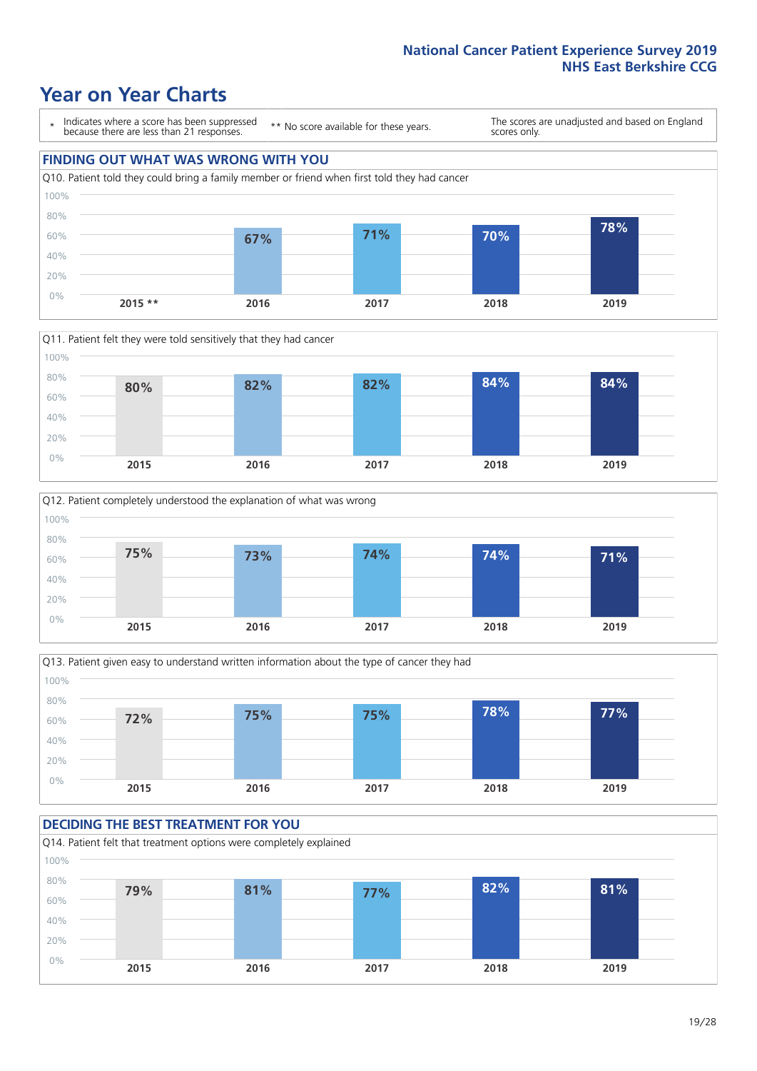National Cancer Patient Experience Survey 2019
NHS East Berkshire CCG

# Year on Year Charts

\* Indicates where a score has been suppressed because there are less than 21 responses.

** No score available for these years.

The scores are unadjusted and based on England scores only.

## FINDING OUT WHAT WAS WRONG WITH YOU

Q10. Patient told they could bring a family member or friend when first told they had cancer

| 2015 ** | 2016 | 2017 | 2018 | 2019 |
|---|---|---|---|---|
| | 67% | 71% | 70% | 78% |

Q11. Patient felt they were told sensitively that they had cancer

| 2015 | 2016 | 2017 | 2018 | 2019 |
|---|---|---|---|---|
| 80% | 82% | 82% | 84% | 84% |

Q12. Patient completely understood the explanation of what was wrong

| 2015 | 2016 | 2017 | 2018 | 2019 |
|---|---|---|---|---|
| 75% | 73% | 74% | 74% | 71% |

Q13. Patient given easy to understand written information about the type of cancer they had

| 2015 | 2016 | 2017 | 2018 | 2019 |
|---|---|---|---|---|
| 72% | 75% | 75% | 78% | 77% |

## DECIDING THE BEST TREATMENT FOR YOU

Q14. Patient felt that treatment options were completely explained

| 2015 | 2016 | 2017 | 2018 | 2019 |
|---|---|---|---|---|
| 79% | 81% | 77% | 82% | 81% |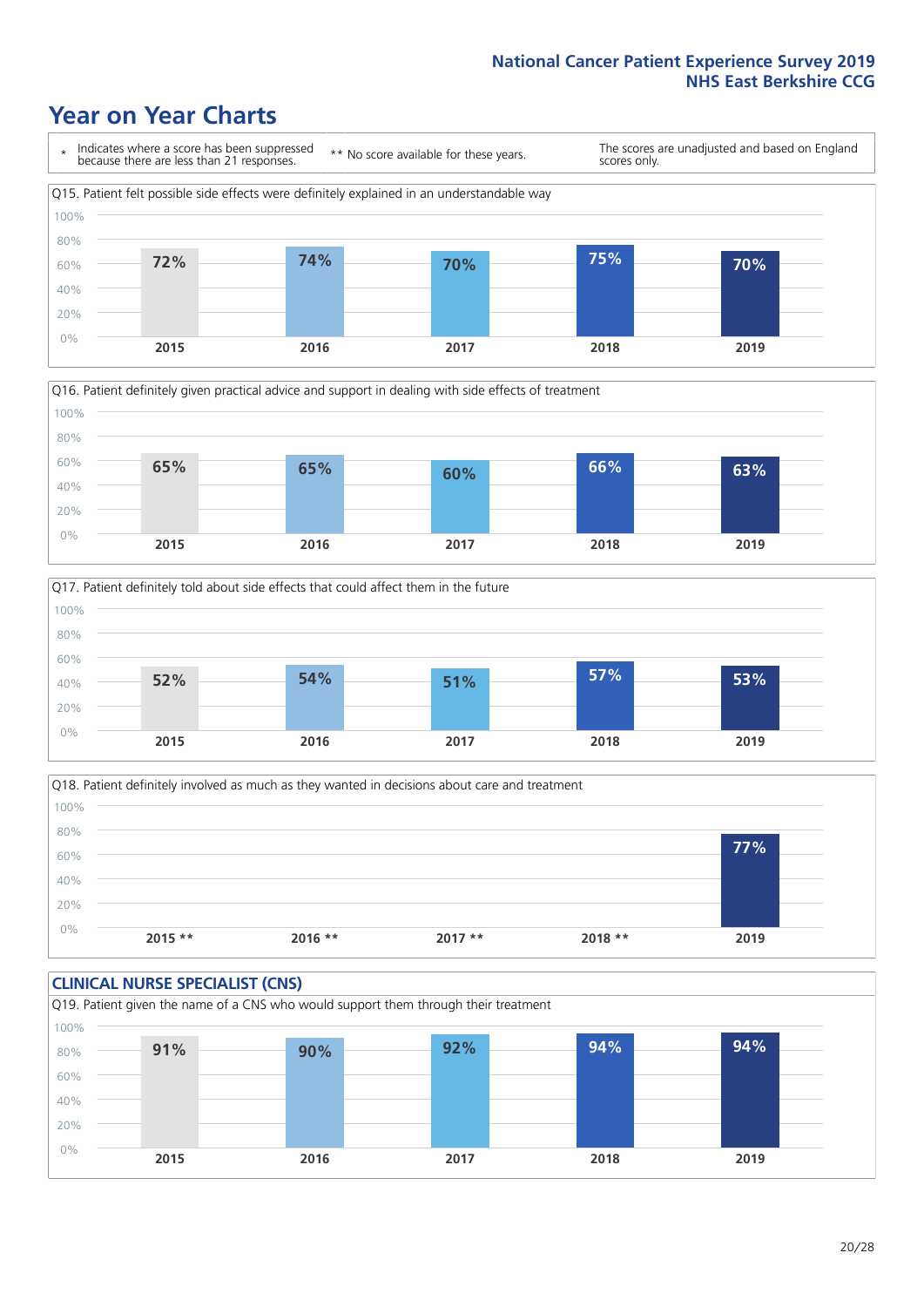## Year on Year Charts

\* Indicates where a score has been suppressed because there are less than 21 responses.

** No score available for these years.

The scores are unadjusted and based on England scores only.

Q15. Patient felt possible side effects were definitely explained in an understandable way

| 2015 | 2016 | 2017 | 2018 | 2019 |
|---|---|---|---|---|
| 72% | 74% | 70% | 75% | 70% |

Q16. Patient definitely given practical advice and support in dealing with side effects of treatment

| 2015 | 2016 | 2017 | 2018 | 2019 |
|---|---|---|---|---|
| 65% | 65% | 60% | 66% | 63% |

Q17. Patient definitely told about side effects that could affect them in the future

| 2015 | 2016 | 2017 | 2018 | 2019 |
|---|---|---|---|---|
| 52% | 54% | 51% | 57% | 53% |

Q18. Patient definitely involved as much as they wanted in decisions about care and treatment

| 2015 ** | 2016 ** | 2017 ** | 2018 ** | 2019 |
|---|---|---|---|---|
| | | | | 77% |

### CLINICAL NURSE SPECIALIST (CNS)

Q19. Patient given the name of a CNS who would support them through their treatment

| 2015 | 2016 | 2017 | 2018 | 2019 |
|---|---|---|---|---|
| 91% | 90% | 92% | 94% | 94% |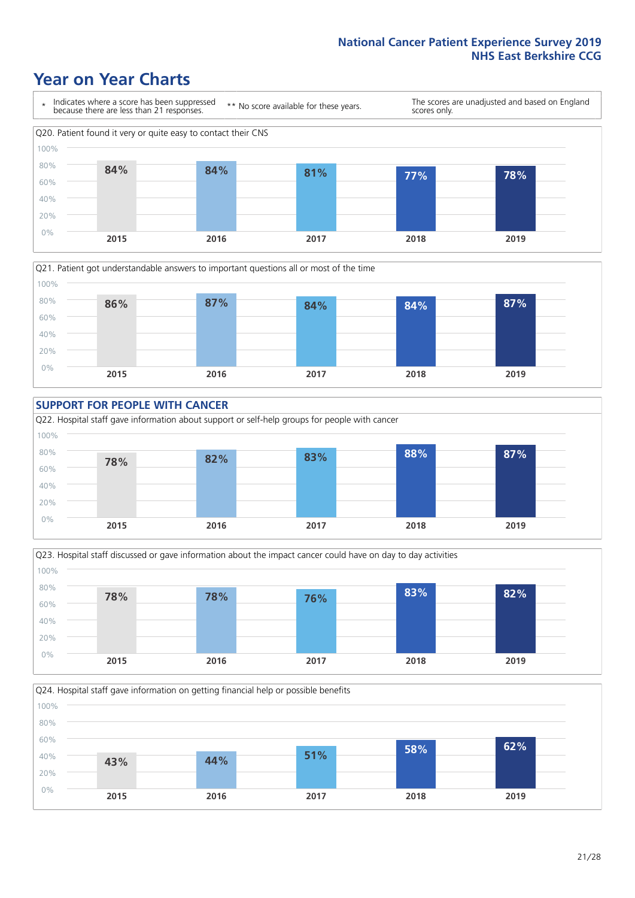# Year on Year Charts

\* Indicates where a score has been suppressed because there are less than 21 responses.

** No score available for these years.

The scores are unadjusted and based on England scores only.

Q20. Patient found it very or quite easy to contact their CNS

| 2015 | 2016 | 2017 | 2018 | 2019 |
|---|---|---|---|---|
| 84% | 84% | 81% | 77% | 78% |

Q21. Patient got understandable answers to important questions all or most of the time

| 2015 | 2016 | 2017 | 2018 | 2019 |
|---|---|---|---|---|
| 86% | 87% | 84% | 84% | 87% |

## SUPPORT FOR PEOPLE WITH CANCER

Q22. Hospital staff gave information about support or self-help groups for people with cancer

| 2015 | 2016 | 2017 | 2018 | 2019 |
|---|---|---|---|---|
| 78% | 82% | 83% | 88% | 87% |

Q23. Hospital staff discussed or gave information about the impact cancer could have on day to day activities

| 2015 | 2016 | 2017 | 2018 | 2019 |
|---|---|---|---|---|
| 78% | 78% | 76% | 83% | 82% |

Q24. Hospital staff gave information on getting financial help or possible benefits

| 2015 | 2016 | 2017 | 2018 | 2019 |
|---|---|---|---|---|
| 43% | 44% | 51% | 58% | 62% |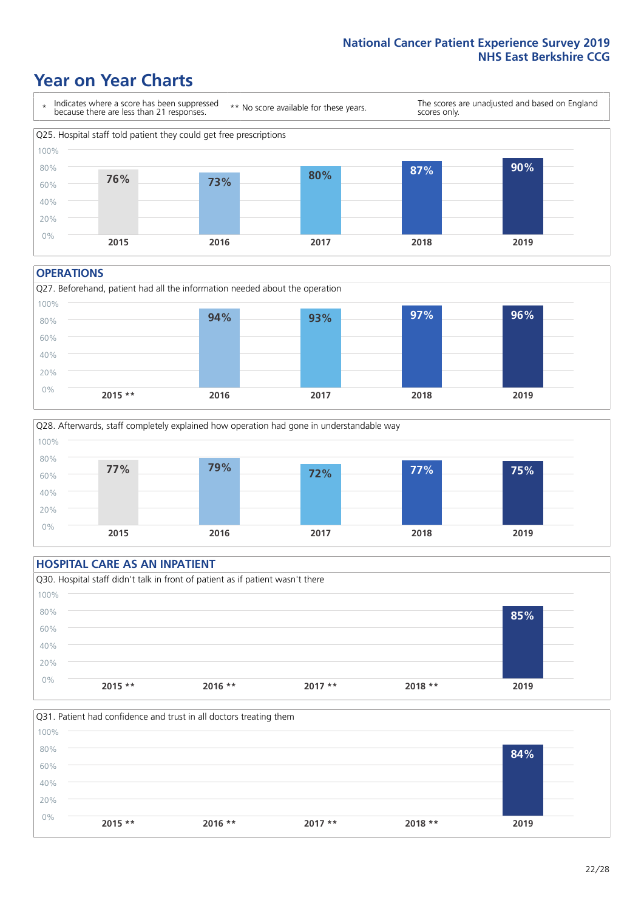National Cancer Patient Experience Survey 2019
NHS East Berkshire CCG

# Year on Year Charts

\* Indicates where a score has been suppressed because there are less than 21 responses.

** No score available for these years.

The scores are unadjusted and based on England scores only.

Q25. Hospital staff told patient they could get free prescriptions

| 2015 | 2016 | 2017 | 2018 | 2019 |
|---|---|---|---|---|
| 76% | 73% | 80% | 87% | 90% |

## OPERATIONS

Q27. Beforehand, patient had all the information needed about the operation

| 2015 ** | 2016 | 2017 | 2018 | 2019 |
|---|---|---|---|---|
| | 94% | 93% | 97% | 96% |

Q28. Afterwards, staff completely explained how operation had gone in understandable way

| 2015 | 2016 | 2017 | 2018 | 2019 |
|---|---|---|---|---|
| 77% | 79% | 72% | 77% | 75% |

## HOSPITAL CARE AS AN INPATIENT

Q30. Hospital staff didn't talk in front of patient as if patient wasn't there

| 2015 ** | 2016 ** | 2017 ** | 2018 ** | 2019 |
|---|---|---|---|---|
| | | | | 85% |

Q31. Patient had confidence and trust in all doctors treating them

| 2015 ** | 2016 ** | 2017 ** | 2018 ** | 2019 |
|---|---|---|---|---|
| | | | | 84% |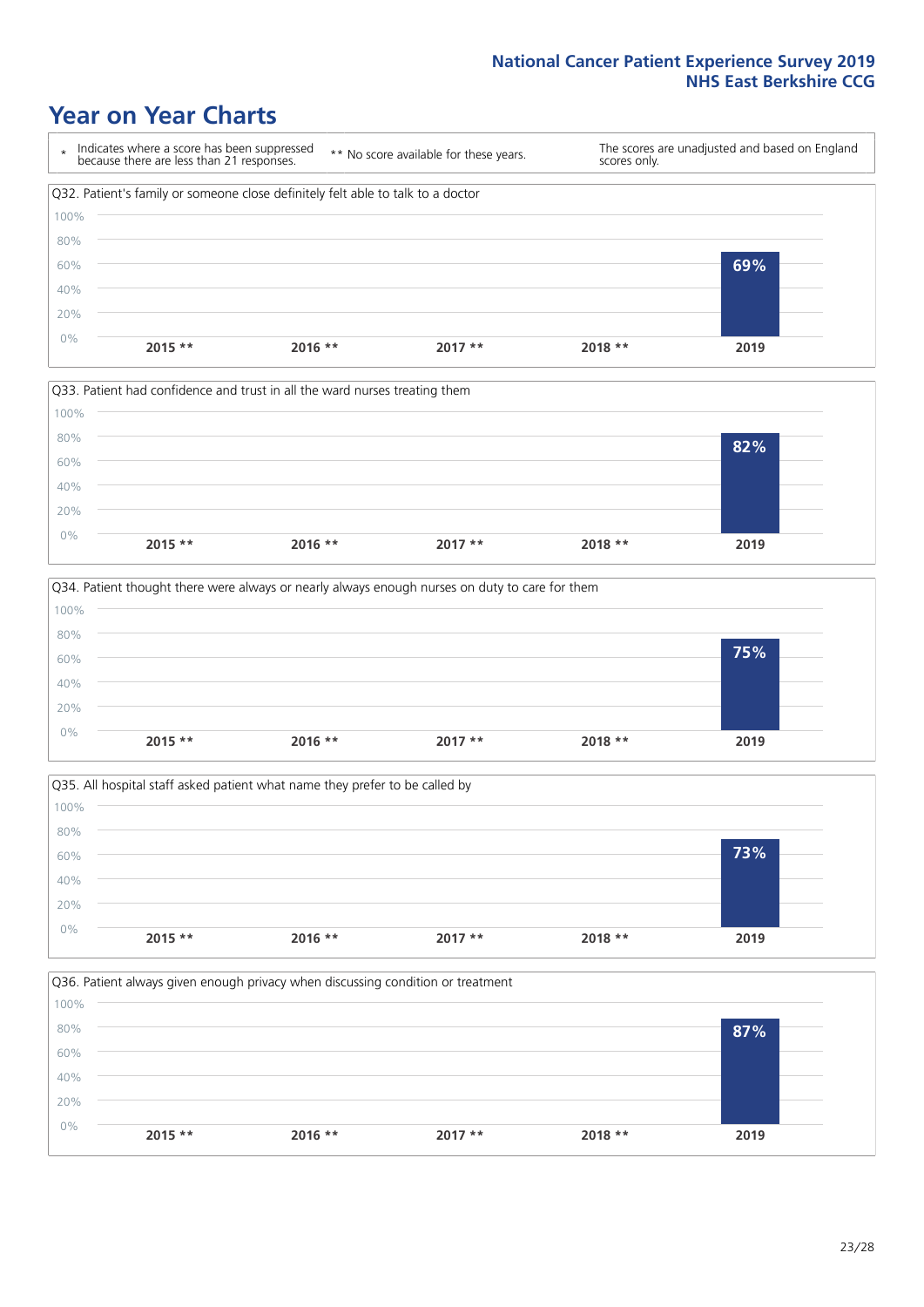# Year on Year Charts

\* Indicates where a score has been suppressed because there are less than 21 responses.

** No score available for these years.

The scores are unadjusted and based on England scores only.

Q32. Patient's family or someone close definitely felt able to talk to a doctor

| 2015 ** | 2016 ** | 2017 ** | 2018 ** | 2019 |
|---|---|---|---|---|
| | | | | 69% |

Q33. Patient had confidence and trust in all the ward nurses treating them

| 2015 ** | 2016 ** | 2017 ** | 2018 ** | 2019 |
|---|---|---|---|---|
| | | | | 82% |

Q34. Patient thought there were always or nearly always enough nurses on duty to care for them

| 2015 ** | 2016 ** | 2017 ** | 2018 ** | 2019 |
|---|---|---|---|---|
| | | | | 75% |

Q35. All hospital staff asked patient what name they prefer to be called by

| 2015 ** | 2016 ** | 2017 ** | 2018 ** | 2019 |
|---|---|---|---|---|
| | | | | 73% |

Q36. Patient always given enough privacy when discussing condition or treatment

| 2015 ** | 2016 ** | 2017 ** | 2018 ** | 2019 |
|---|---|---|---|---|
| | | | | 87% |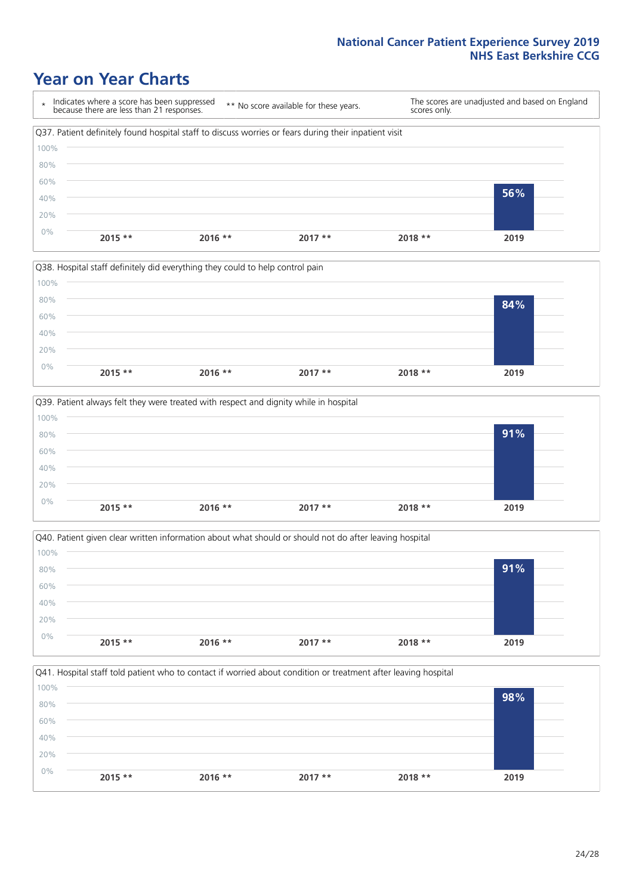# Year on Year Charts

\* Indicates where a score has been suppressed because there are less than 21 responses.

** No score available for these years.

The scores are unadjusted and based on England scores only.

Q37. Patient definitely found hospital staff to discuss worries or fears during their inpatient visit

| 2015 ** | 2016 ** | 2017 ** | 2018 ** | 2019 |
|---|---|---|---|---|
| | | | | 56% |

Q38. Hospital staff definitely did everything they could to help control pain

| 2015 ** | 2016 ** | 2017 ** | 2018 ** | 2019 |
|---|---|---|---|---|
| | | | | 84% |

Q39. Patient always felt they were treated with respect and dignity while in hospital

| 2015 ** | 2016 ** | 2017 ** | 2018 ** | 2019 |
|---|---|---|---|---|
| | | | | 91% |

Q40. Patient given clear written information about what should or should not do after leaving hospital

| 2015 ** | 2016 ** | 2017 ** | 2018 ** | 2019 |
|---|---|---|---|---|
| | | | | 91% |

Q41. Hospital staff told patient who to contact if worried about condition or treatment after leaving hospital

| 2015 ** | 2016 ** | 2017 ** | 2018 ** | 2019 |
|---|---|---|---|---|
| | | | | 98% |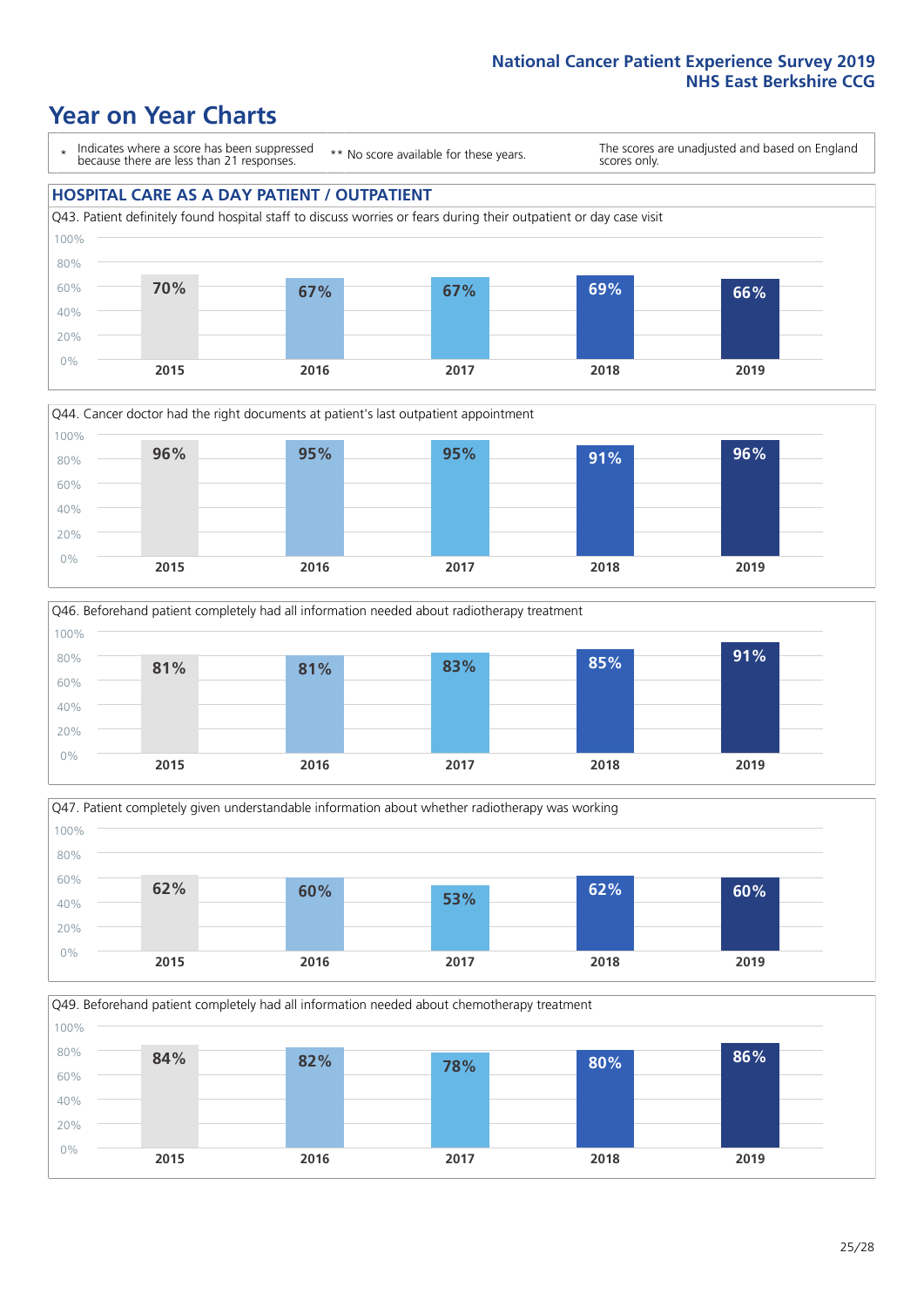# Year on Year Charts

\* Indicates where a score has been suppressed because there are less than 21 responses.

** No score available for these years.

The scores are unadjusted and based on England scores only.

## HOSPITAL CARE AS A DAY PATIENT / OUTPATIENT

Q43. Patient definitely found hospital staff to discuss worries or fears during their outpatient or day case visit

| 2015 | 2016 | 2017 | 2018 | 2019 |
|---|---|---|---|---|
| 70% | 67% | 67% | 69% | 66% |

Q44. Cancer doctor had the right documents at patient's last outpatient appointment

| 2015 | 2016 | 2017 | 2018 | 2019 |
|---|---|---|---|---|
| 96% | 95% | 95% | 91% | 96% |

Q46. Beforehand patient completely had all information needed about radiotherapy treatment

| 2015 | 2016 | 2017 | 2018 | 2019 |
|---|---|---|---|---|
| 81% | 81% | 83% | 85% | 91% |

Q47. Patient completely given understandable information about whether radiotherapy was working

| 2015 | 2016 | 2017 | 2018 | 2019 |
|---|---|---|---|---|
| 62% | 60% | 53% | 62% | 60% |

Q49. Beforehand patient completely had all information needed about chemotherapy treatment

| 2015 | 2016 | 2017 | 2018 | 2019 |
|---|---|---|---|---|
| 84% | 82% | 78% | 80% | 86% |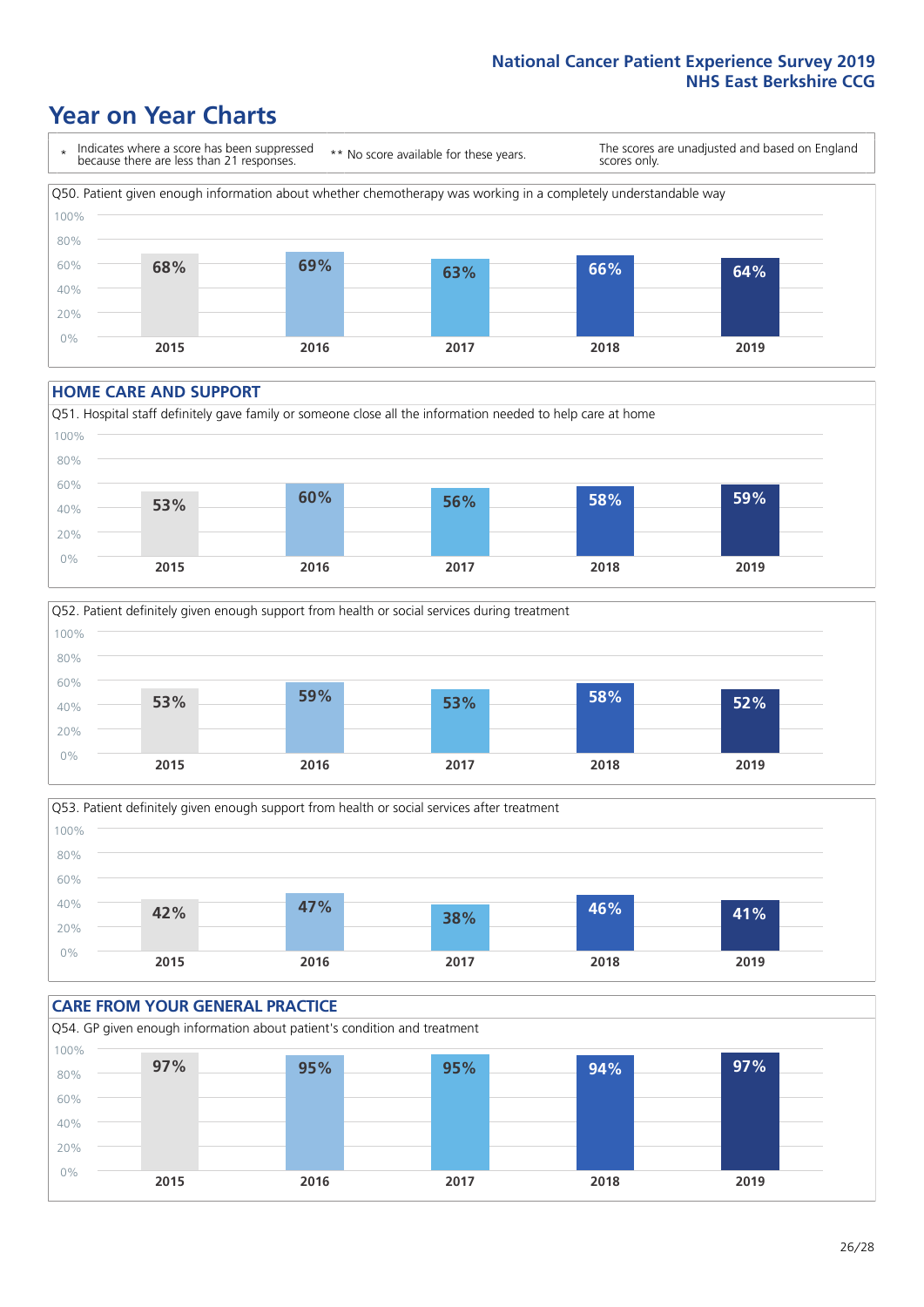# Year on Year Charts

\* Indicates where a score has been suppressed because there are less than 21 responses.

\*\* No score available for these years.

The scores are unadjusted and based on England scores only.

Q50. Patient given enough information about whether chemotherapy was working in a completely understandable way

| 2015 | 2016 | 2017 | 2018 | 2019 |
|---|---|---|---|---|
| 68% | 69% | 63% | 66% | 64% |

## HOME CARE AND SUPPORT

Q51. Hospital staff definitely gave family or someone close all the information needed to help care at home

| 2015 | 2016 | 2017 | 2018 | 2019 |
|---|---|---|---|---|
| 53% | 60% | 56% | 58% | 59% |

Q52. Patient definitely given enough support from health or social services during treatment

| 2015 | 2016 | 2017 | 2018 | 2019 |
|---|---|---|---|---|
| 53% | 59% | 53% | 58% | 52% |

Q53. Patient definitely given enough support from health or social services after treatment

| 2015 | 2016 | 2017 | 2018 | 2019 |
|---|---|---|---|---|
| 42% | 47% | 38% | 46% | 41% |

## CARE FROM YOUR GENERAL PRACTICE

Q54. GP given enough information about patient's condition and treatment

| 2015 | 2016 | 2017 | 2018 | 2019 |
|---|---|---|---|---|
| 97% | 95% | 95% | 94% | 97% |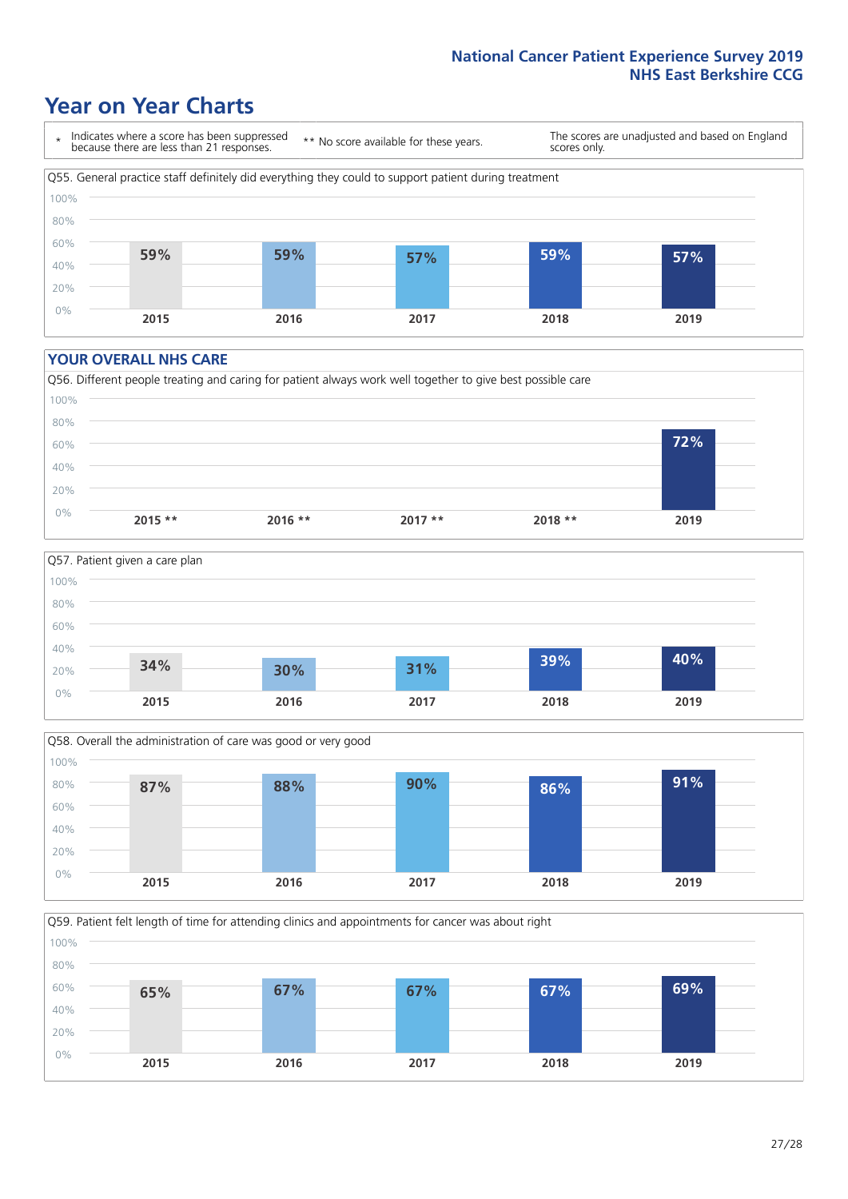# Year on Year Charts

\* Indicates where a score has been suppressed because there are less than 21 responses.

\*\* No score available for these years.

The scores are unadjusted and based on England scores only.

Q55. General practice staff definitely did everything they could to support patient during treatment

| 2015 | 2016 | 2017 | 2018 | 2019 |
|---|---|---|---|---|
| 59% | 59% | 57% | 59% | 57% |

## YOUR OVERALL NHS CARE

Q56. Different people treating and caring for patient always work well together to give best possible care

| 2015 ** | 2016 ** | 2017 ** | 2018 ** | 2019 |
|---|---|---|---|---|
| | | | | 72% |

Q57. Patient given a care plan

| 2015 | 2016 | 2017 | 2018 | 2019 |
|---|---|---|---|---|
| 34% | 30% | 31% | 39% | 40% |

Q58. Overall the administration of care was good or very good

| 2015 | 2016 | 2017 | 2018 | 2019 |
|---|---|---|---|---|
| 87% | 88% | 90% | 86% | 91% |

Q59. Patient felt length of time for attending clinics and appointments for cancer was about right

| 2015 | 2016 | 2017 | 2018 | 2019 |
|---|---|---|---|---|
| 65% | 67% | 67% | 67% | 69% |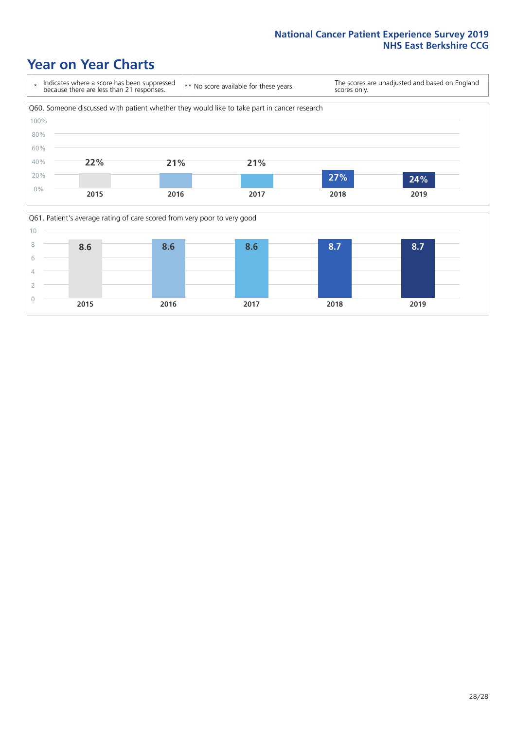# Year on Year Charts

\* Indicates where a score has been suppressed because there are less than 21 responses.

\*\* No score available for these years.

The scores are unadjusted and based on England scores only.

Q60. Someone discussed with patient whether they would like to take part in cancer research

100%
80%
60%
40%
20%
0%

22% 2015
21% 2016
21% 2017
27% 2018
24% 2019

Q61. Patient's average rating of care scored from very poor to very good

10
8
6
4
2
0

8.6 2015
8.6 2016
8.6 2017
8.7 2018
8.7 2019